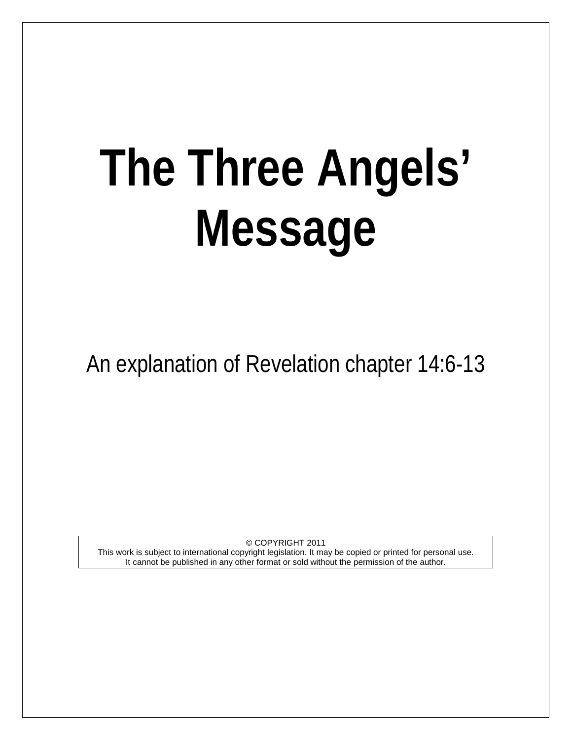# The Three Angels' Message

An explanation of Revelation chapter 14:6-13

© COPYRIGHT 2011
This work is subject to international copyright legislation. It may be copied or printed for personal use.
It cannot be published in any other format or sold without the permission of the author.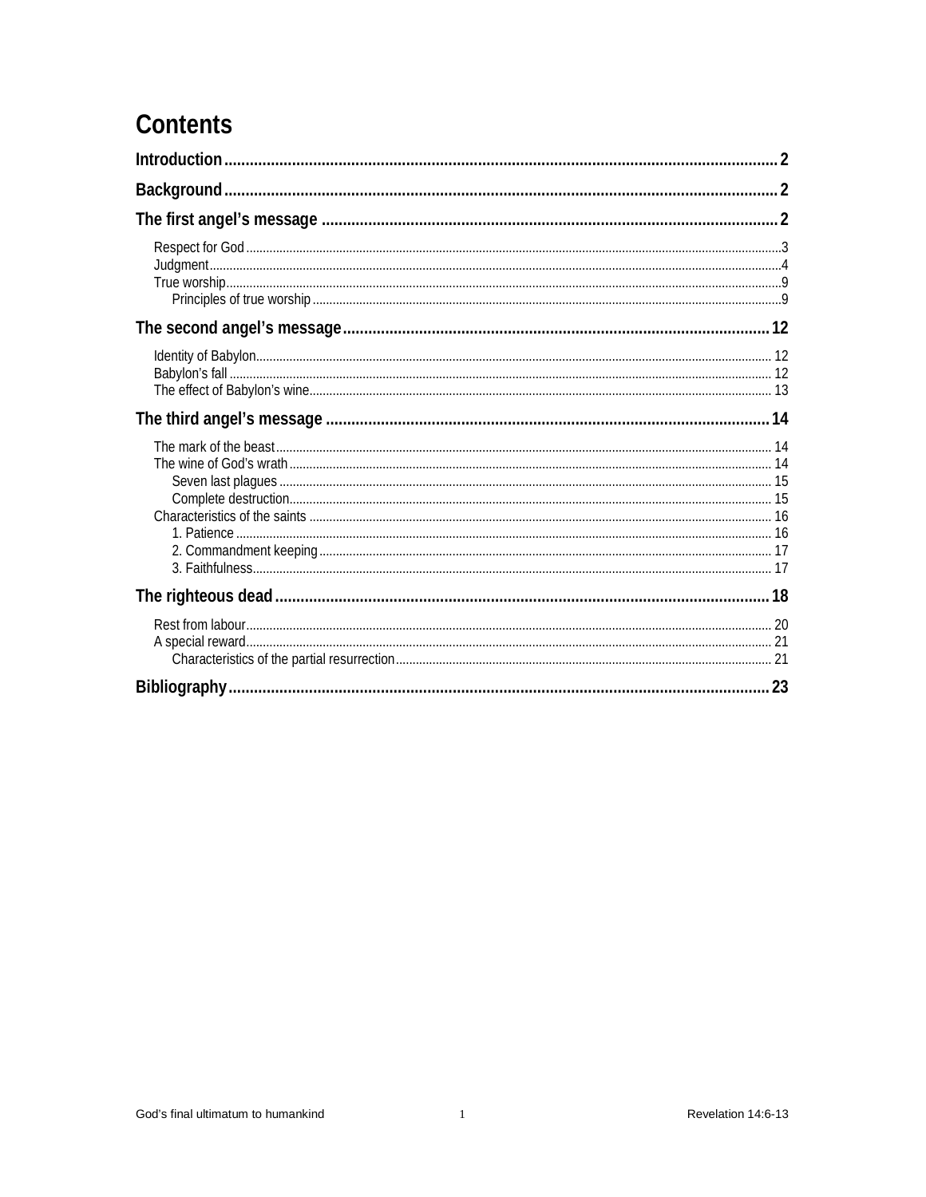# Contents

**Introduction** .......... 2

**Background** .......... 2

**The first angel's message** .......... 2

- Respect for God .......... 3
- Judgment .......... 4
- True worship .......... 9
  - Principles of true worship .......... 9

**The second angel's message** .......... 12

- Identity of Babylon .......... 12
- Babylon's fall .......... 12
- The effect of Babylon's wine .......... 13

**The third angel's message** .......... 14

- The mark of the beast .......... 14
- The wine of God's wrath .......... 14
  - Seven last plagues .......... 15
  - Complete destruction .......... 15
- Characteristics of the saints .......... 16
  - 1. Patience .......... 16
  - 2. Commandment keeping .......... 17
  - 3. Faithfulness .......... 17

**The righteous dead** .......... 18

- Rest from labour .......... 20
- A special reward .......... 21
  - Characteristics of the partial resurrection .......... 21

**Bibliography** .......... 23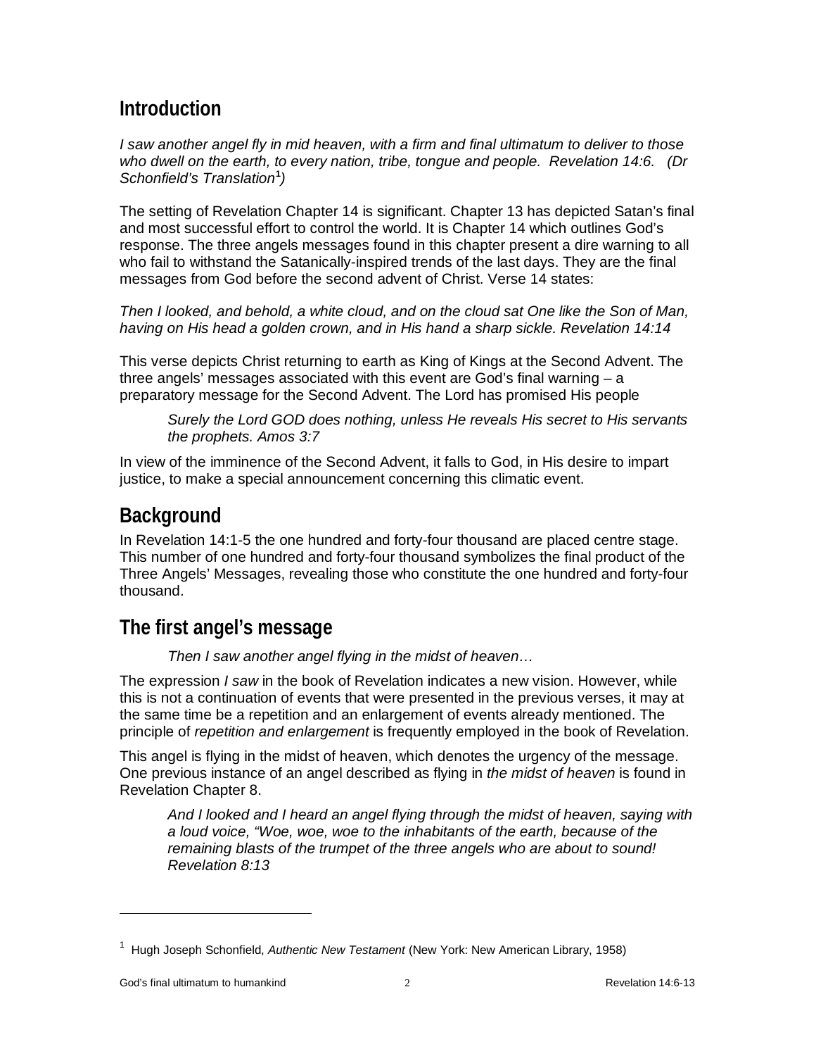## Introduction

*I saw another angel fly in mid heaven, with a firm and final ultimatum to deliver to those who dwell on the earth, to every nation, tribe, tongue and people. Revelation 14:6. (Dr Schonfield's Translation*[1]*)*

The setting of Revelation Chapter 14 is significant. Chapter 13 has depicted Satan's final and most successful effort to control the world. It is Chapter 14 which outlines God's response. The three angels messages found in this chapter present a dire warning to all who fail to withstand the Satanically-inspired trends of the last days. They are the final messages from God before the second advent of Christ. Verse 14 states:

*Then I looked, and behold, a white cloud, and on the cloud sat One like the Son of Man, having on His head a golden crown, and in His hand a sharp sickle. Revelation 14:14*

This verse depicts Christ returning to earth as King of Kings at the Second Advent. The three angels' messages associated with this event are God's final warning – a preparatory message for the Second Advent. The Lord has promised His people

> *Surely the Lord GOD does nothing, unless He reveals His secret to His servants the prophets. Amos 3:7*

In view of the imminence of the Second Advent, it falls to God, in His desire to impart justice, to make a special announcement concerning this climatic event.

## Background

In Revelation 14:1-5 the one hundred and forty-four thousand are placed centre stage. This number of one hundred and forty-four thousand symbolizes the final product of the Three Angels' Messages, revealing those who constitute the one hundred and forty-four thousand.

## The first angel's message

> *Then I saw another angel flying in the midst of heaven…*

The expression *I saw* in the book of Revelation indicates a new vision. However, while this is not a continuation of events that were presented in the previous verses, it may at the same time be a repetition and an enlargement of events already mentioned. The principle of *repetition and enlargement* is frequently employed in the book of Revelation.

This angel is flying in the midst of heaven, which denotes the urgency of the message. One previous instance of an angel described as flying in *the midst of heaven* is found in Revelation Chapter 8.

> *And I looked and I heard an angel flying through the midst of heaven, saying with a loud voice, "Woe, woe, woe to the inhabitants of the earth, because of the remaining blasts of the trumpet of the three angels who are about to sound! Revelation 8:13*

---

[1] Hugh Joseph Schonfield, *Authentic New Testament* (New York: New American Library, 1958)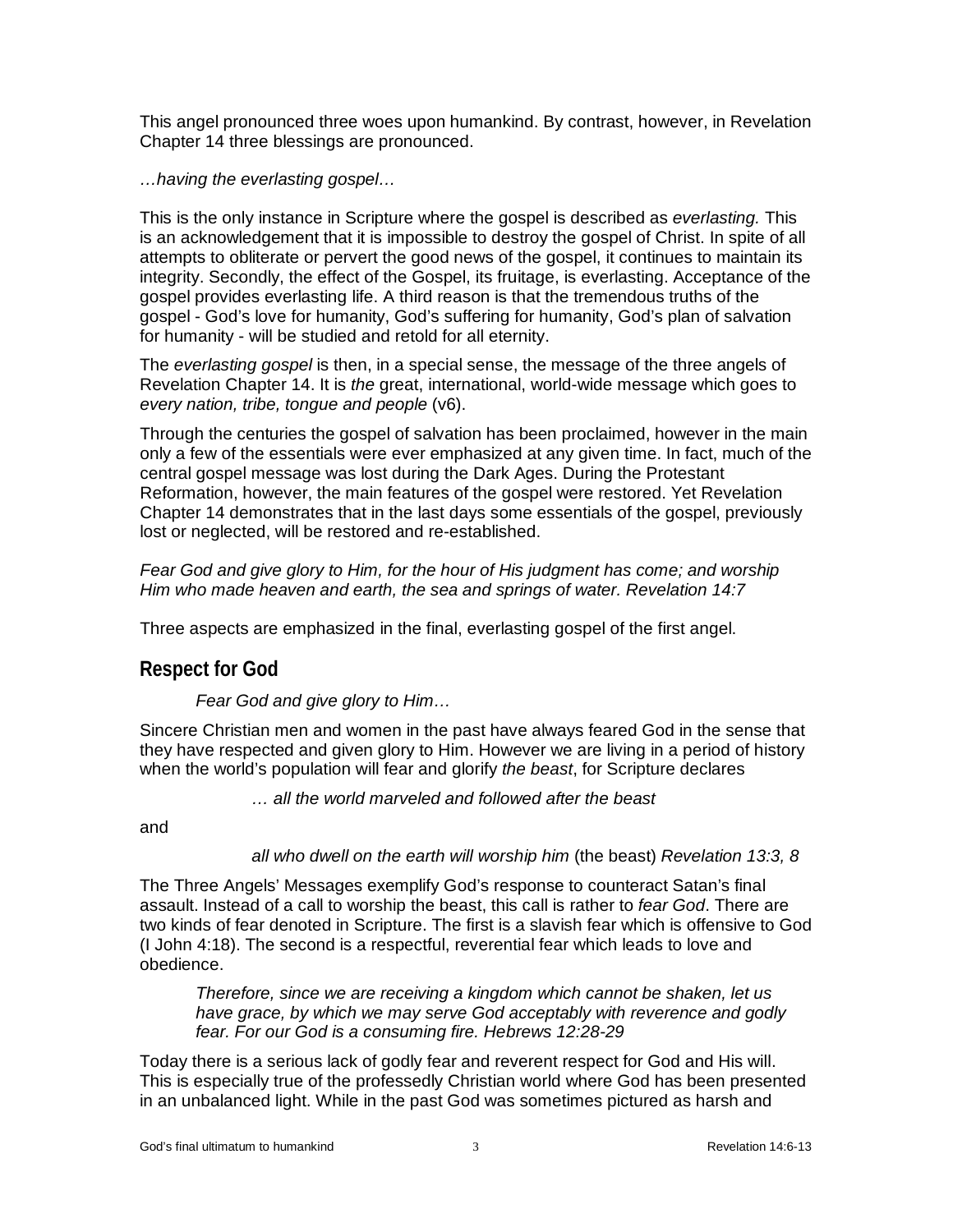This angel pronounced three woes upon humankind. By contrast, however, in Revelation Chapter 14 three blessings are pronounced.

*…having the everlasting gospel…*

This is the only instance in Scripture where the gospel is described as *everlasting.* This is an acknowledgement that it is impossible to destroy the gospel of Christ. In spite of all attempts to obliterate or pervert the good news of the gospel, it continues to maintain its integrity. Secondly, the effect of the Gospel, its fruitage, is everlasting. Acceptance of the gospel provides everlasting life. A third reason is that the tremendous truths of the gospel - God's love for humanity, God's suffering for humanity, God's plan of salvation for humanity - will be studied and retold for all eternity.

The *everlasting gospel* is then, in a special sense, the message of the three angels of Revelation Chapter 14. It is *the* great, international, world-wide message which goes to *every nation, tribe, tongue and people* (v6).

Through the centuries the gospel of salvation has been proclaimed, however in the main only a few of the essentials were ever emphasized at any given time. In fact, much of the central gospel message was lost during the Dark Ages. During the Protestant Reformation, however, the main features of the gospel were restored. Yet Revelation Chapter 14 demonstrates that in the last days some essentials of the gospel, previously lost or neglected, will be restored and re-established.

*Fear God and give glory to Him, for the hour of His judgment has come; and worship Him who made heaven and earth, the sea and springs of water. Revelation 14:7*

Three aspects are emphasized in the final, everlasting gospel of the first angel.

## Respect for God

> *Fear God and give glory to Him…*

Sincere Christian men and women in the past have always feared God in the sense that they have respected and given glory to Him. However we are living in a period of history when the world's population will fear and glorify *the beast*, for Scripture declares

> *… all the world marveled and followed after the beast*

and

> *all who dwell on the earth will worship him* (the beast) *Revelation 13:3, 8*

The Three Angels' Messages exemplify God's response to counteract Satan's final assault. Instead of a call to worship the beast, this call is rather to *fear God*. There are two kinds of fear denoted in Scripture. The first is a slavish fear which is offensive to God (I John 4:18). The second is a respectful, reverential fear which leads to love and obedience.

> *Therefore, since we are receiving a kingdom which cannot be shaken, let us have grace, by which we may serve God acceptably with reverence and godly fear. For our God is a consuming fire. Hebrews 12:28-29*

Today there is a serious lack of godly fear and reverent respect for God and His will. This is especially true of the professedly Christian world where God has been presented in an unbalanced light. While in the past God was sometimes pictured as harsh and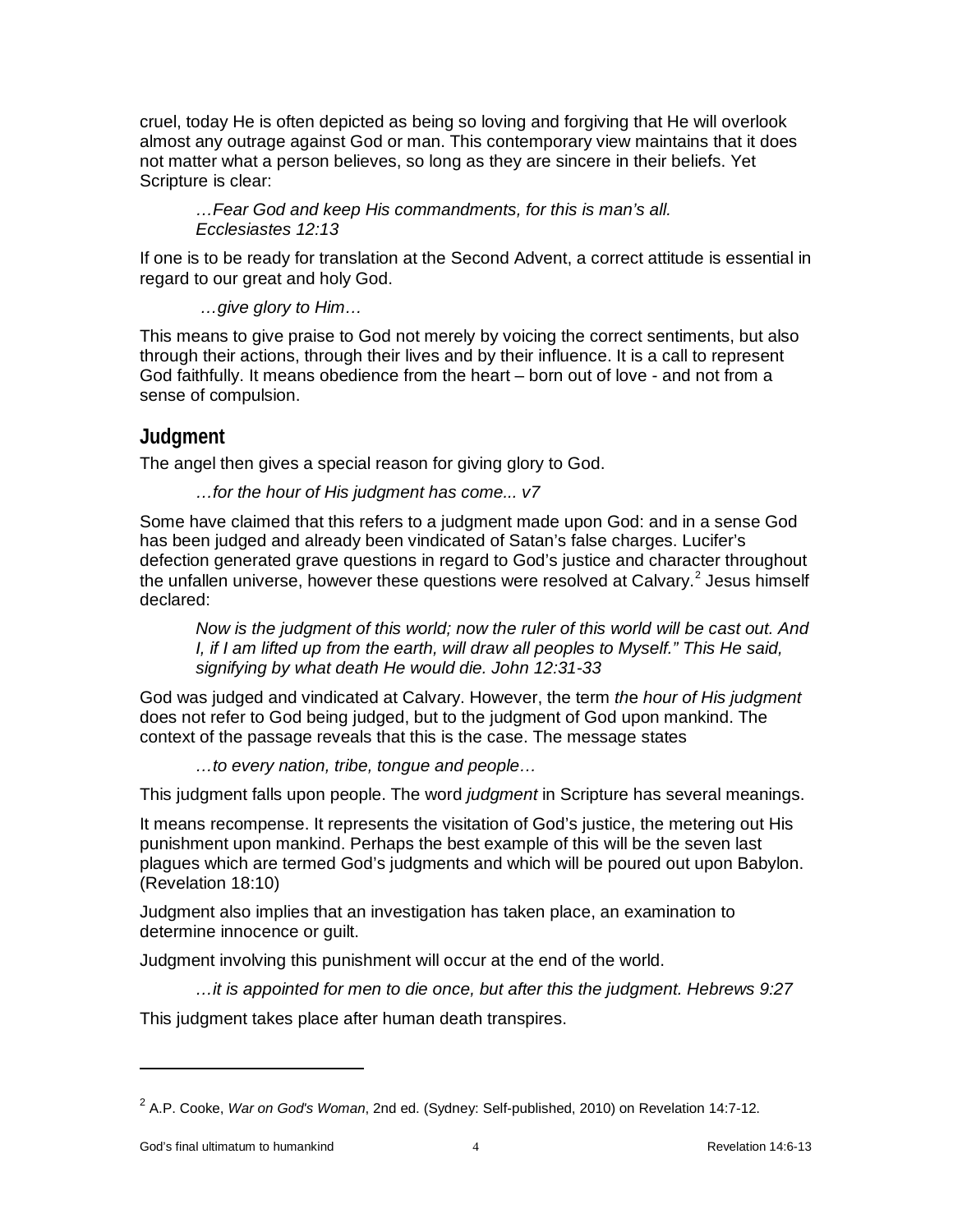cruel, today He is often depicted as being so loving and forgiving that He will overlook almost any outrage against God or man. This contemporary view maintains that it does not matter what a person believes, so long as they are sincere in their beliefs. Yet Scripture is clear:

> *…Fear God and keep His commandments, for this is man's all. Ecclesiastes 12:13*

If one is to be ready for translation at the Second Advent, a correct attitude is essential in regard to our great and holy God.

> *…give glory to Him…*

This means to give praise to God not merely by voicing the correct sentiments, but also through their actions, through their lives and by their influence. It is a call to represent God faithfully. It means obedience from the heart – born out of love - and not from a sense of compulsion.

## Judgment

The angel then gives a special reason for giving glory to God.

> *…for the hour of His judgment has come... v7*

Some have claimed that this refers to a judgment made upon God: and in a sense God has been judged and already been vindicated of Satan's false charges. Lucifer's defection generated grave questions in regard to God's justice and character throughout the unfallen universe, however these questions were resolved at Calvary.[2] Jesus himself declared:

> *Now is the judgment of this world; now the ruler of this world will be cast out. And I, if I am lifted up from the earth, will draw all peoples to Myself." This He said, signifying by what death He would die. John 12:31-33*

God was judged and vindicated at Calvary. However, the term *the hour of His judgment* does not refer to God being judged, but to the judgment of God upon mankind. The context of the passage reveals that this is the case. The message states

> *…to every nation, tribe, tongue and people…*

This judgment falls upon people. The word *judgment* in Scripture has several meanings.

It means recompense. It represents the visitation of God's justice, the metering out His punishment upon mankind. Perhaps the best example of this will be the seven last plagues which are termed God's judgments and which will be poured out upon Babylon. (Revelation 18:10)

Judgment also implies that an investigation has taken place, an examination to determine innocence or guilt.

Judgment involving this punishment will occur at the end of the world.

> *…it is appointed for men to die once, but after this the judgment. Hebrews 9:27*

This judgment takes place after human death transpires.

---

[2] A.P. Cooke, *War on God's Woman*, 2nd ed. (Sydney: Self-published, 2010) on Revelation 14:7-12.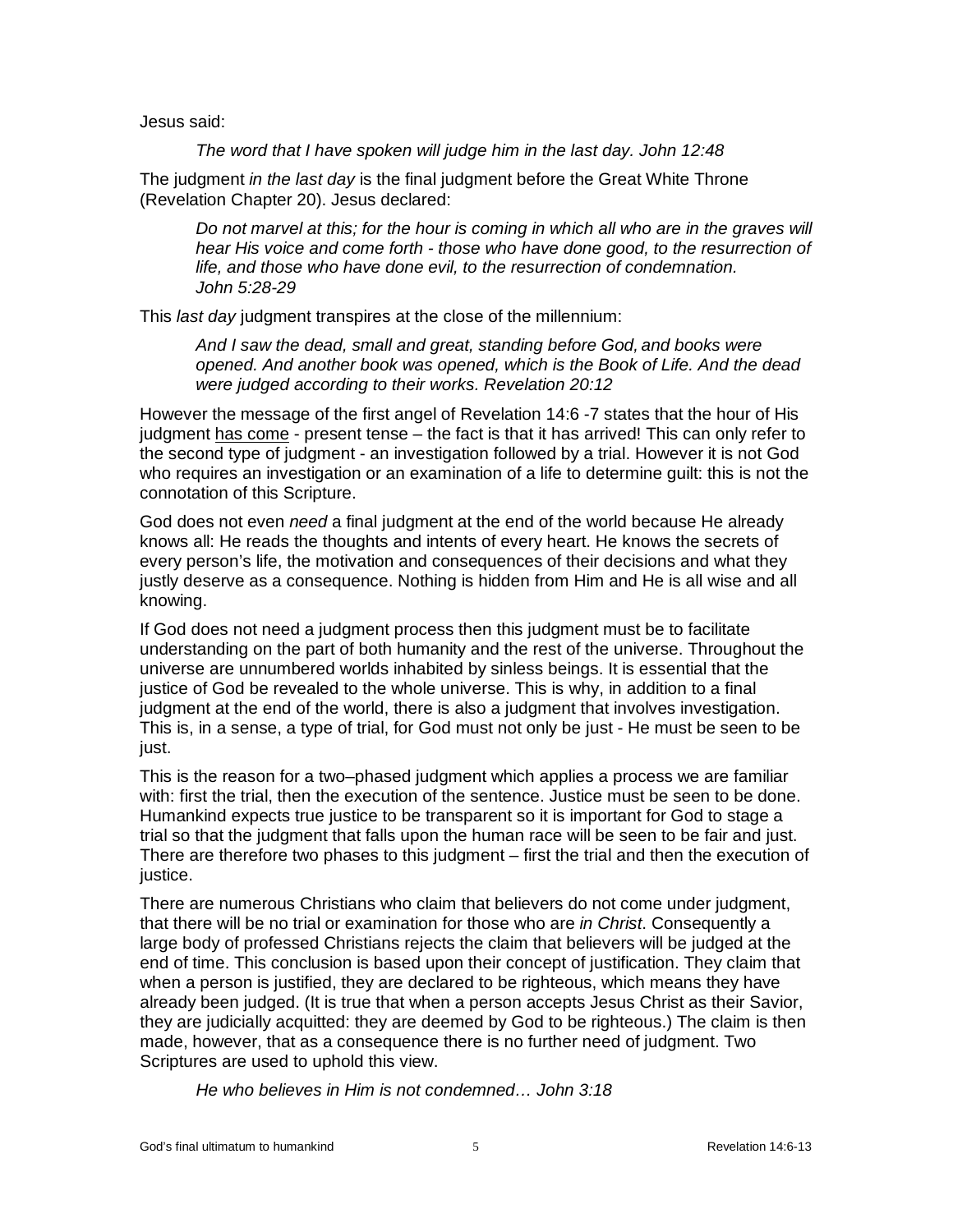Jesus said:

> *The word that I have spoken will judge him in the last day. John 12:48*

The judgment *in the last day* is the final judgment before the Great White Throne (Revelation Chapter 20). Jesus declared:

> *Do not marvel at this; for the hour is coming in which all who are in the graves will hear His voice and come forth - those who have done good, to the resurrection of life, and those who have done evil, to the resurrection of condemnation. John 5:28-29*

This *last day* judgment transpires at the close of the millennium:

> *And I saw the dead, small and great, standing before God, and books were opened. And another book was opened, which is the Book of Life. And the dead were judged according to their works. Revelation 20:12*

However the message of the first angel of Revelation 14:6 -7 states that the hour of His judgment <u>has come</u> - present tense – the fact is that it has arrived! This can only refer to the second type of judgment - an investigation followed by a trial. However it is not God who requires an investigation or an examination of a life to determine guilt: this is not the connotation of this Scripture.

God does not even *need* a final judgment at the end of the world because He already knows all: He reads the thoughts and intents of every heart. He knows the secrets of every person's life, the motivation and consequences of their decisions and what they justly deserve as a consequence. Nothing is hidden from Him and He is all wise and all knowing.

If God does not need a judgment process then this judgment must be to facilitate understanding on the part of both humanity and the rest of the universe. Throughout the universe are unnumbered worlds inhabited by sinless beings. It is essential that the justice of God be revealed to the whole universe. This is why, in addition to a final judgment at the end of the world, there is also a judgment that involves investigation. This is, in a sense, a type of trial, for God must not only be just - He must be seen to be just.

This is the reason for a two–phased judgment which applies a process we are familiar with: first the trial, then the execution of the sentence. Justice must be seen to be done. Humankind expects true justice to be transparent so it is important for God to stage a trial so that the judgment that falls upon the human race will be seen to be fair and just. There are therefore two phases to this judgment – first the trial and then the execution of justice.

There are numerous Christians who claim that believers do not come under judgment, that there will be no trial or examination for those who are *in Christ*. Consequently a large body of professed Christians rejects the claim that believers will be judged at the end of time. This conclusion is based upon their concept of justification. They claim that when a person is justified, they are declared to be righteous, which means they have already been judged. (It is true that when a person accepts Jesus Christ as their Savior, they are judicially acquitted: they are deemed by God to be righteous.) The claim is then made, however, that as a consequence there is no further need of judgment. Two Scriptures are used to uphold this view.

> *He who believes in Him is not condemned… John 3:18*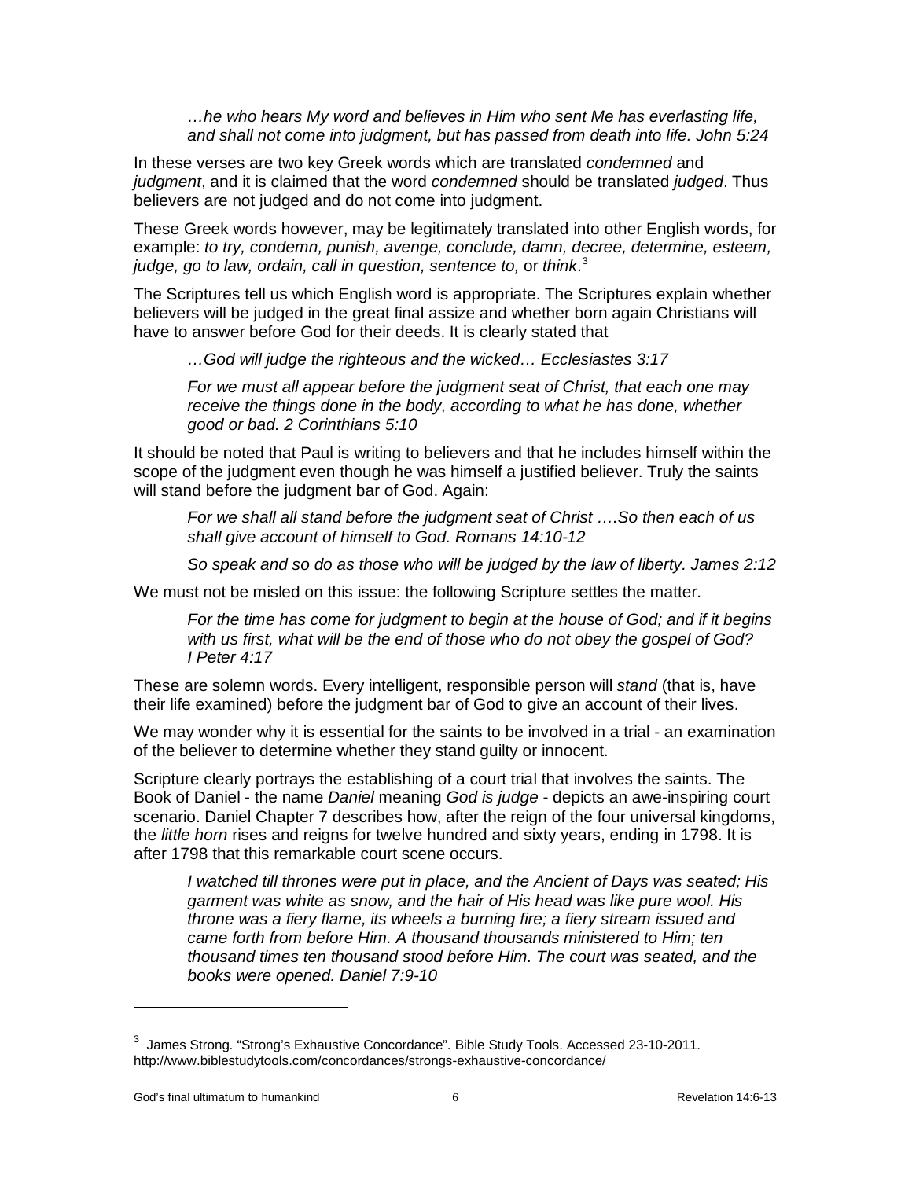> *…he who hears My word and believes in Him who sent Me has everlasting life, and shall not come into judgment, but has passed from death into life. John 5:24*

In these verses are two key Greek words which are translated *condemned* and *judgment*, and it is claimed that the word *condemned* should be translated *judged*. Thus believers are not judged and do not come into judgment.

These Greek words however, may be legitimately translated into other English words, for example: *to try, condemn, punish, avenge, conclude, damn, decree, determine, esteem, judge, go to law, ordain, call in question, sentence to,* or *think*.[3]

The Scriptures tell us which English word is appropriate. The Scriptures explain whether believers will be judged in the great final assize and whether born again Christians will have to answer before God for their deeds. It is clearly stated that

> *…God will judge the righteous and the wicked… Ecclesiastes 3:17*

> *For we must all appear before the judgment seat of Christ, that each one may receive the things done in the body, according to what he has done, whether good or bad. 2 Corinthians 5:10*

It should be noted that Paul is writing to believers and that he includes himself within the scope of the judgment even though he was himself a justified believer. Truly the saints will stand before the judgment bar of God. Again:

> *For we shall all stand before the judgment seat of Christ ….So then each of us shall give account of himself to God. Romans 14:10-12*

> *So speak and so do as those who will be judged by the law of liberty. James 2:12*

We must not be misled on this issue: the following Scripture settles the matter.

> *For the time has come for judgment to begin at the house of God; and if it begins with us first, what will be the end of those who do not obey the gospel of God? I Peter 4:17*

These are solemn words. Every intelligent, responsible person will *stand* (that is, have their life examined) before the judgment bar of God to give an account of their lives.

We may wonder why it is essential for the saints to be involved in a trial - an examination of the believer to determine whether they stand guilty or innocent.

Scripture clearly portrays the establishing of a court trial that involves the saints. The Book of Daniel - the name *Daniel* meaning *God is judge* - depicts an awe-inspiring court scenario. Daniel Chapter 7 describes how, after the reign of the four universal kingdoms, the *little horn* rises and reigns for twelve hundred and sixty years, ending in 1798. It is after 1798 that this remarkable court scene occurs.

> *I watched till thrones were put in place, and the Ancient of Days was seated; His garment was white as snow, and the hair of His head was like pure wool. His throne was a fiery flame, its wheels a burning fire; a fiery stream issued and came forth from before Him. A thousand thousands ministered to Him; ten thousand times ten thousand stood before Him. The court was seated, and the books were opened. Daniel 7:9-10*

---

[3] James Strong. "Strong's Exhaustive Concordance". Bible Study Tools. Accessed 23-10-2011. http://www.biblestudytools.com/concordances/strongs-exhaustive-concordance/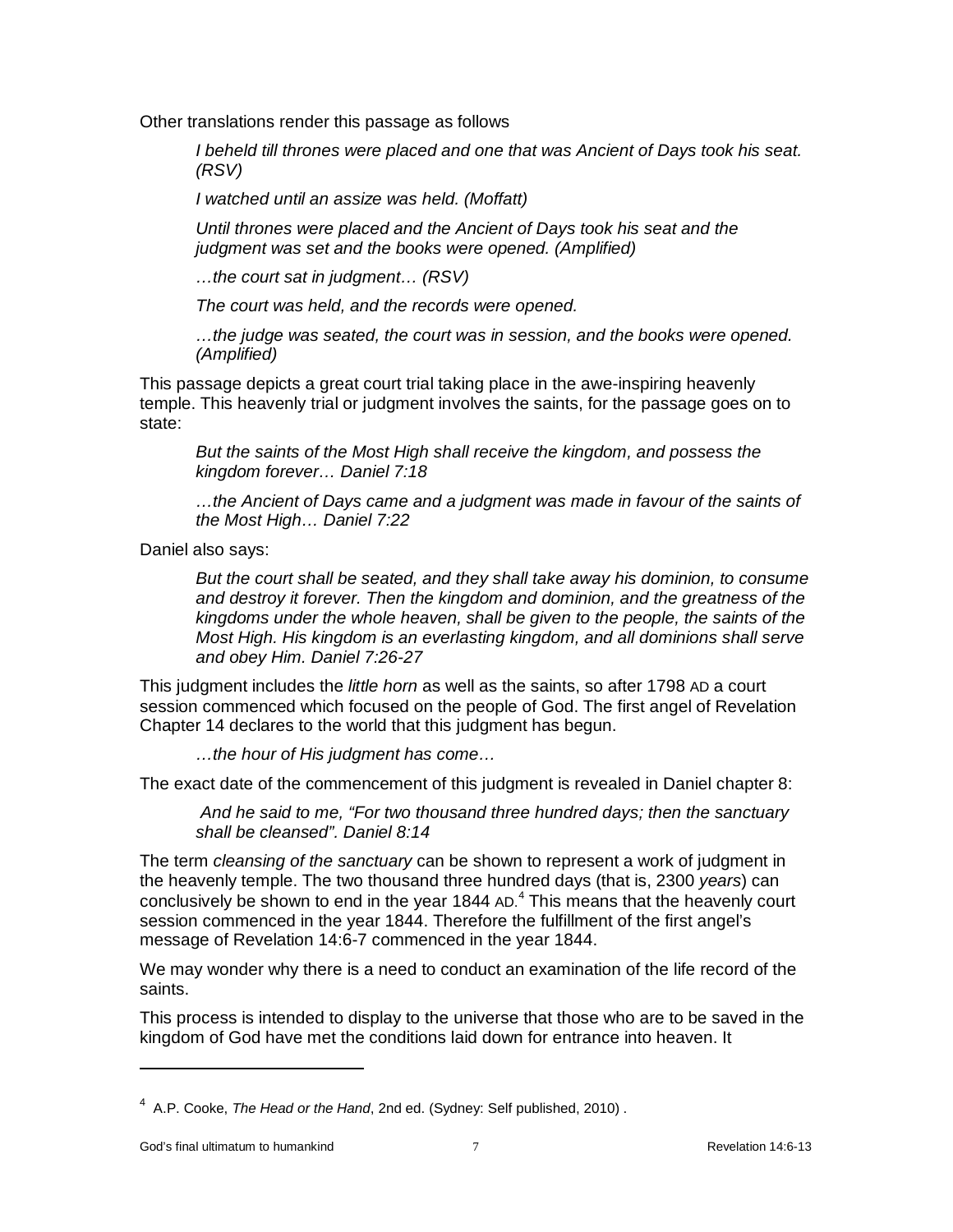Other translations render this passage as follows

> *I beheld till thrones were placed and one that was Ancient of Days took his seat. (RSV)*
>
> *I watched until an assize was held. (Moffatt)*
>
> *Until thrones were placed and the Ancient of Days took his seat and the judgment was set and the books were opened. (Amplified)*
>
> *…the court sat in judgment… (RSV)*
>
> *The court was held, and the records were opened.*
>
> *…the judge was seated, the court was in session, and the books were opened. (Amplified)*

This passage depicts a great court trial taking place in the awe-inspiring heavenly temple. This heavenly trial or judgment involves the saints, for the passage goes on to state:

> *But the saints of the Most High shall receive the kingdom, and possess the kingdom forever… Daniel 7:18*
>
> *…the Ancient of Days came and a judgment was made in favour of the saints of the Most High… Daniel 7:22*

Daniel also says:

> *But the court shall be seated, and they shall take away his dominion, to consume and destroy it forever. Then the kingdom and dominion, and the greatness of the kingdoms under the whole heaven, shall be given to the people, the saints of the Most High. His kingdom is an everlasting kingdom, and all dominions shall serve and obey Him. Daniel 7:26-27*

This judgment includes the *little horn* as well as the saints, so after 1798 AD a court session commenced which focused on the people of God. The first angel of Revelation Chapter 14 declares to the world that this judgment has begun.

> *…the hour of His judgment has come…*

The exact date of the commencement of this judgment is revealed in Daniel chapter 8:

> *And he said to me, "For two thousand three hundred days; then the sanctuary shall be cleansed". Daniel 8:14*

The term *cleansing of the sanctuary* can be shown to represent a work of judgment in the heavenly temple. The two thousand three hundred days (that is, 2300 *years*) can conclusively be shown to end in the year 1844 AD.[4] This means that the heavenly court session commenced in the year 1844. Therefore the fulfillment of the first angel's message of Revelation 14:6-7 commenced in the year 1844.

We may wonder why there is a need to conduct an examination of the life record of the saints.

This process is intended to display to the universe that those who are to be saved in the kingdom of God have met the conditions laid down for entrance into heaven. It

---

[4] A.P. Cooke, *The Head or the Hand*, 2nd ed. (Sydney: Self published, 2010) .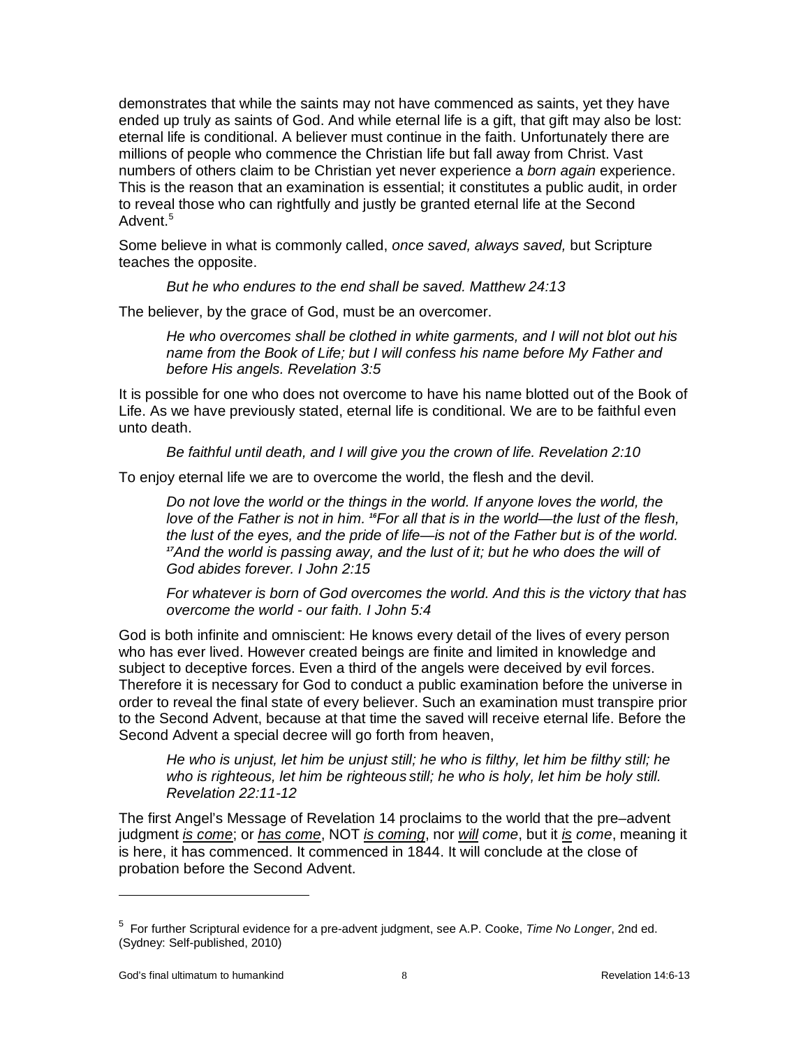demonstrates that while the saints may not have commenced as saints, yet they have ended up truly as saints of God. And while eternal life is a gift, that gift may also be lost: eternal life is conditional. A believer must continue in the faith. Unfortunately there are millions of people who commence the Christian life but fall away from Christ. Vast numbers of others claim to be Christian yet never experience a *born again* experience. This is the reason that an examination is essential; it constitutes a public audit, in order to reveal those who can rightfully and justly be granted eternal life at the Second Advent.[5]

Some believe in what is commonly called, *once saved, always saved,* but Scripture teaches the opposite.

> *But he who endures to the end shall be saved. Matthew 24:13*

The believer, by the grace of God, must be an overcomer.

> *He who overcomes shall be clothed in white garments, and I will not blot out his name from the Book of Life; but I will confess his name before My Father and before His angels. Revelation 3:5*

It is possible for one who does not overcome to have his name blotted out of the Book of Life. As we have previously stated, eternal life is conditional. We are to be faithful even unto death.

> *Be faithful until death, and I will give you the crown of life. Revelation 2:10*

To enjoy eternal life we are to overcome the world, the flesh and the devil.

> *Do not love the world or the things in the world. If anyone loves the world, the love of the Father is not in him. [16]For all that is in the world—the lust of the flesh, the lust of the eyes, and the pride of life—is not of the Father but is of the world. [17]And the world is passing away, and the lust of it; but he who does the will of God abides forever. I John 2:15*

> *For whatever is born of God overcomes the world. And this is the victory that has overcome the world - our faith. I John 5:4*

God is both infinite and omniscient: He knows every detail of the lives of every person who has ever lived. However created beings are finite and limited in knowledge and subject to deceptive forces. Even a third of the angels were deceived by evil forces. Therefore it is necessary for God to conduct a public examination before the universe in order to reveal the final state of every believer. Such an examination must transpire prior to the Second Advent, because at that time the saved will receive eternal life. Before the Second Advent a special decree will go forth from heaven,

> *He who is unjust, let him be unjust still; he who is filthy, let him be filthy still; he who is righteous, let him be righteous still; he who is holy, let him be holy still. Revelation 22:11-12*

The first Angel's Message of Revelation 14 proclaims to the world that the pre–advent judgment *is come*; or *has come*, NOT *is coming*, nor *will come*, but it *is come*, meaning it is here, it has commenced. It commenced in 1844. It will conclude at the close of probation before the Second Advent.

---

[5] For further Scriptural evidence for a pre-advent judgment, see A.P. Cooke, *Time No Longer*, 2nd ed. (Sydney: Self-published, 2010)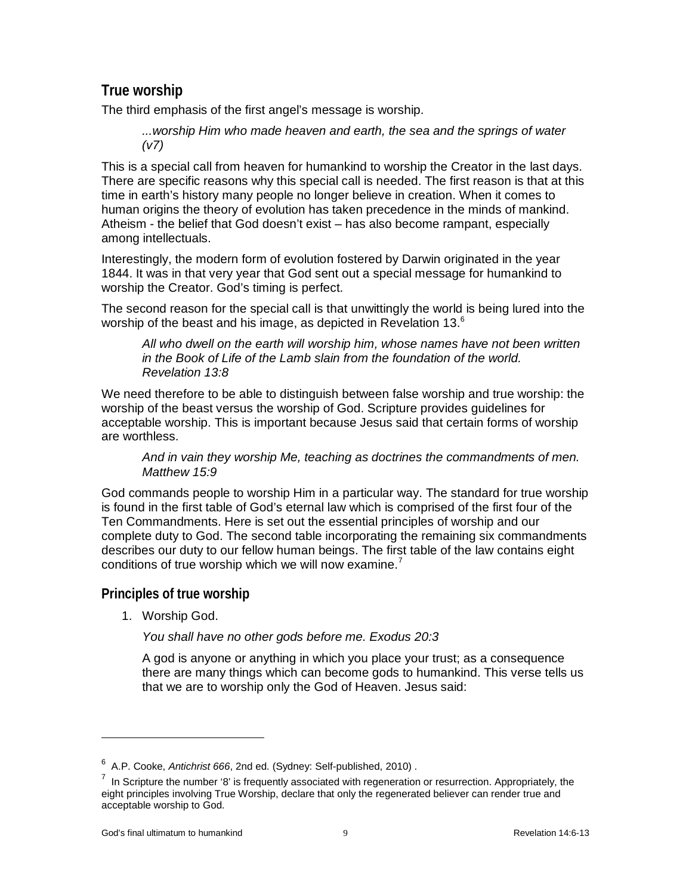## True worship

The third emphasis of the first angel's message is worship.

> *...worship Him who made heaven and earth, the sea and the springs of water (v7)*

This is a special call from heaven for humankind to worship the Creator in the last days. There are specific reasons why this special call is needed. The first reason is that at this time in earth's history many people no longer believe in creation. When it comes to human origins the theory of evolution has taken precedence in the minds of mankind. Atheism - the belief that God doesn't exist – has also become rampant, especially among intellectuals.

Interestingly, the modern form of evolution fostered by Darwin originated in the year 1844. It was in that very year that God sent out a special message for humankind to worship the Creator. God's timing is perfect.

The second reason for the special call is that unwittingly the world is being lured into the worship of the beast and his image, as depicted in Revelation 13.[6]

> *All who dwell on the earth will worship him, whose names have not been written in the Book of Life of the Lamb slain from the foundation of the world. Revelation 13:8*

We need therefore to be able to distinguish between false worship and true worship: the worship of the beast versus the worship of God. Scripture provides guidelines for acceptable worship. This is important because Jesus said that certain forms of worship are worthless.

> *And in vain they worship Me, teaching as doctrines the commandments of men. Matthew 15:9*

God commands people to worship Him in a particular way. The standard for true worship is found in the first table of God's eternal law which is comprised of the first four of the Ten Commandments. Here is set out the essential principles of worship and our complete duty to God. The second table incorporating the remaining six commandments describes our duty to our fellow human beings. The first table of the law contains eight conditions of true worship which we will now examine.[7]

## Principles of true worship

1. Worship God.

   *You shall have no other gods before me. Exodus 20:3*

   A god is anyone or anything in which you place your trust; as a consequence there are many things which can become gods to humankind. This verse tells us that we are to worship only the God of Heaven. Jesus said:

---

[6] A.P. Cooke, *Antichrist 666*, 2nd ed. (Sydney: Self-published, 2010) .

[7] In Scripture the number '8' is frequently associated with regeneration or resurrection. Appropriately, the eight principles involving True Worship, declare that only the regenerated believer can render true and acceptable worship to God.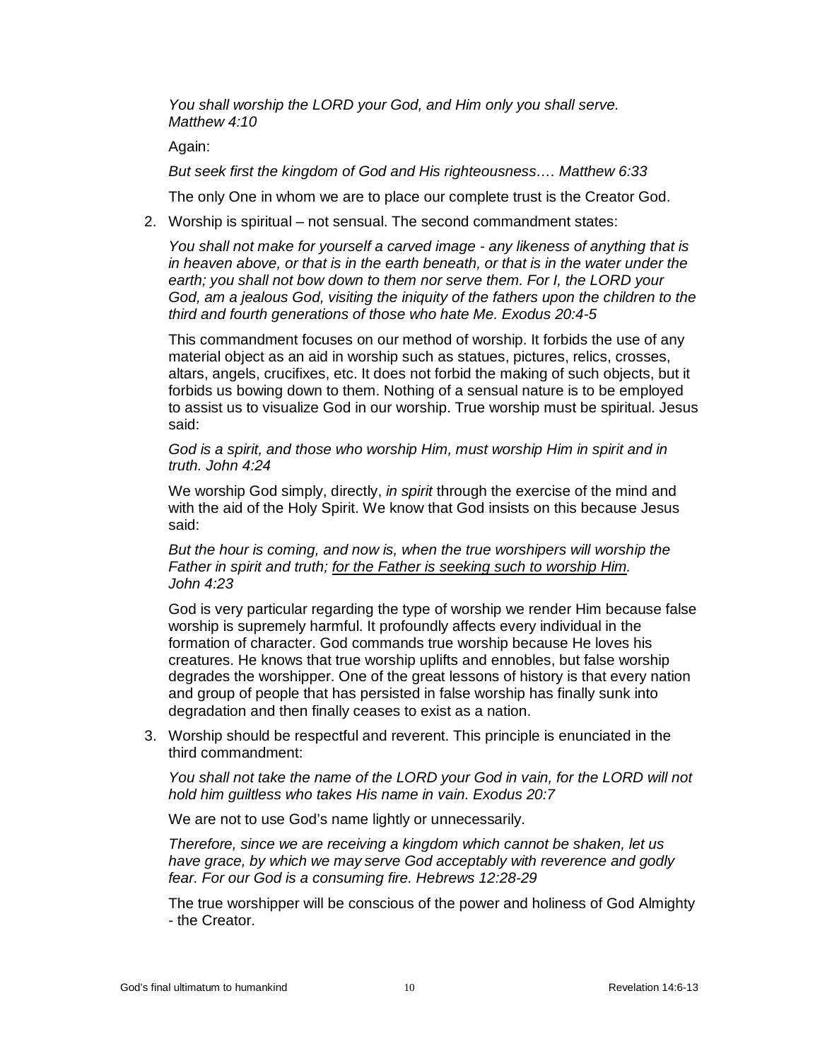*You shall worship the LORD your God, and Him only you shall serve. Matthew 4:10*

Again:

*But seek first the kingdom of God and His righteousness…. Matthew 6:33*

The only One in whom we are to place our complete trust is the Creator God.

2. Worship is spiritual – not sensual. The second commandment states:

   *You shall not make for yourself a carved image - any likeness of anything that is in heaven above, or that is in the earth beneath, or that is in the water under the earth; you shall not bow down to them nor serve them. For I, the LORD your God, am a jealous God, visiting the iniquity of the fathers upon the children to the third and fourth generations of those who hate Me. Exodus 20:4-5*

   This commandment focuses on our method of worship. It forbids the use of any material object as an aid in worship such as statues, pictures, relics, crosses, altars, angels, crucifixes, etc. It does not forbid the making of such objects, but it forbids us bowing down to them. Nothing of a sensual nature is to be employed to assist us to visualize God in our worship. True worship must be spiritual. Jesus said:

   *God is a spirit, and those who worship Him, must worship Him in spirit and in truth. John 4:24*

   We worship God simply, directly, *in spirit* through the exercise of the mind and with the aid of the Holy Spirit. We know that God insists on this because Jesus said:

   *But the hour is coming, and now is, when the true worshipers will worship the Father in spirit and truth; <u>for the Father is seeking such to worship Him</u>. John 4:23*

   God is very particular regarding the type of worship we render Him because false worship is supremely harmful. It profoundly affects every individual in the formation of character. God commands true worship because He loves his creatures. He knows that true worship uplifts and ennobles, but false worship degrades the worshipper. One of the great lessons of history is that every nation and group of people that has persisted in false worship has finally sunk into degradation and then finally ceases to exist as a nation.

3. Worship should be respectful and reverent. This principle is enunciated in the third commandment:

   *You shall not take the name of the LORD your God in vain, for the LORD will not hold him guiltless who takes His name in vain. Exodus 20:7*

   We are not to use God's name lightly or unnecessarily.

   *Therefore, since we are receiving a kingdom which cannot be shaken, let us have grace, by which we may serve God acceptably with reverence and godly fear. For our God is a consuming fire. Hebrews 12:28-29*

   The true worshipper will be conscious of the power and holiness of God Almighty - the Creator.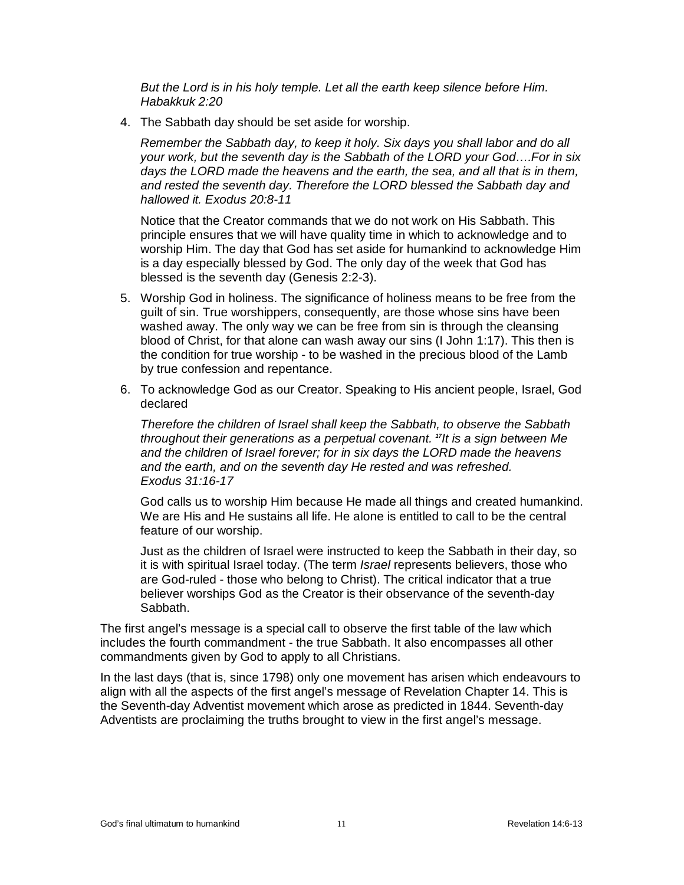*But the Lord is in his holy temple. Let all the earth keep silence before Him. Habakkuk 2:20*

4. The Sabbath day should be set aside for worship.

   *Remember the Sabbath day, to keep it holy. Six days you shall labor and do all your work, but the seventh day is the Sabbath of the LORD your God….For in six days the LORD made the heavens and the earth, the sea, and all that is in them, and rested the seventh day. Therefore the LORD blessed the Sabbath day and hallowed it. Exodus 20:8-11*

   Notice that the Creator commands that we do not work on His Sabbath. This principle ensures that we will have quality time in which to acknowledge and to worship Him. The day that God has set aside for humankind to acknowledge Him is a day especially blessed by God. The only day of the week that God has blessed is the seventh day (Genesis 2:2-3).

5. Worship God in holiness. The significance of holiness means to be free from the guilt of sin. True worshippers, consequently, are those whose sins have been washed away. The only way we can be free from sin is through the cleansing blood of Christ, for that alone can wash away our sins (I John 1:17). This then is the condition for true worship - to be washed in the precious blood of the Lamb by true confession and repentance.

6. To acknowledge God as our Creator. Speaking to His ancient people, Israel, God declared

   *Therefore the children of Israel shall keep the Sabbath, to observe the Sabbath throughout their generations as a perpetual covenant. [17]It is a sign between Me and the children of Israel forever; for in six days the LORD made the heavens and the earth, and on the seventh day He rested and was refreshed. Exodus 31:16-17*

   God calls us to worship Him because He made all things and created humankind. We are His and He sustains all life. He alone is entitled to call to be the central feature of our worship.

   Just as the children of Israel were instructed to keep the Sabbath in their day, so it is with spiritual Israel today. (The term *Israel* represents believers, those who are God-ruled - those who belong to Christ). The critical indicator that a true believer worships God as the Creator is their observance of the seventh-day Sabbath.

The first angel's message is a special call to observe the first table of the law which includes the fourth commandment - the true Sabbath. It also encompasses all other commandments given by God to apply to all Christians.

In the last days (that is, since 1798) only one movement has arisen which endeavours to align with all the aspects of the first angel's message of Revelation Chapter 14. This is the Seventh-day Adventist movement which arose as predicted in 1844. Seventh-day Adventists are proclaiming the truths brought to view in the first angel's message.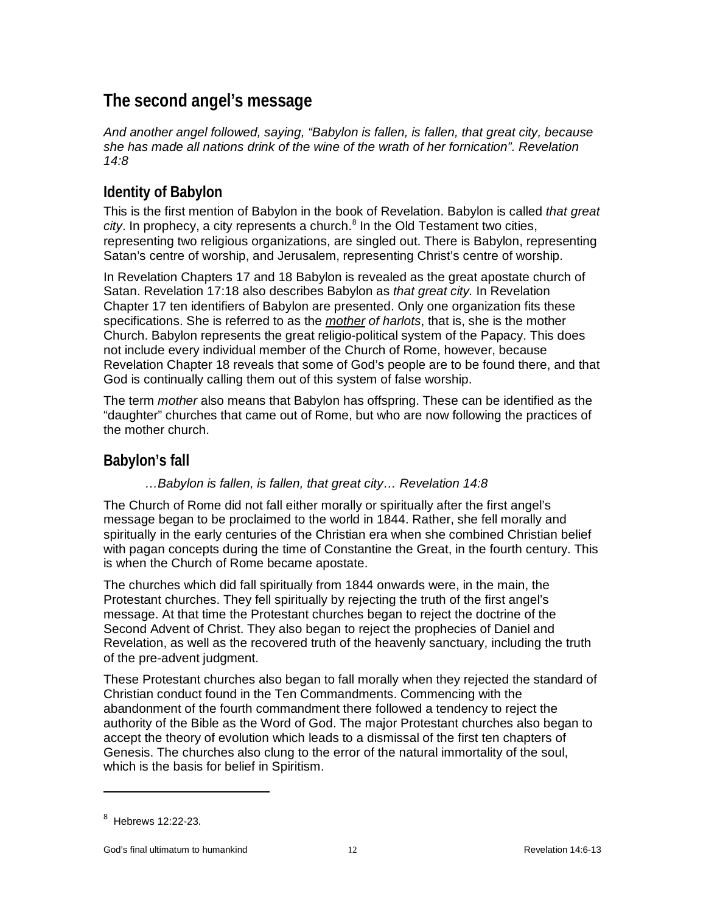## The second angel's message

*And another angel followed, saying, "Babylon is fallen, is fallen, that great city, because she has made all nations drink of the wine of the wrath of her fornication". Revelation 14:8*

### Identity of Babylon

This is the first mention of Babylon in the book of Revelation. Babylon is called *that great city*. In prophecy, a city represents a church.[8] In the Old Testament two cities, representing two religious organizations, are singled out. There is Babylon, representing Satan's centre of worship, and Jerusalem, representing Christ's centre of worship.

In Revelation Chapters 17 and 18 Babylon is revealed as the great apostate church of Satan. Revelation 17:18 also describes Babylon as *that great city.* In Revelation Chapter 17 ten identifiers of Babylon are presented. Only one organization fits these specifications. She is referred to as the *mother of harlots*, that is, she is the mother Church. Babylon represents the great religio-political system of the Papacy. This does not include every individual member of the Church of Rome, however, because Revelation Chapter 18 reveals that some of God's people are to be found there, and that God is continually calling them out of this system of false worship.

The term *mother* also means that Babylon has offspring. These can be identified as the "daughter" churches that came out of Rome, but who are now following the practices of the mother church.

### Babylon's fall

> *…Babylon is fallen, is fallen, that great city… Revelation 14:8*

The Church of Rome did not fall either morally or spiritually after the first angel's message began to be proclaimed to the world in 1844. Rather, she fell morally and spiritually in the early centuries of the Christian era when she combined Christian belief with pagan concepts during the time of Constantine the Great, in the fourth century. This is when the Church of Rome became apostate.

The churches which did fall spiritually from 1844 onwards were, in the main, the Protestant churches. They fell spiritually by rejecting the truth of the first angel's message. At that time the Protestant churches began to reject the doctrine of the Second Advent of Christ. They also began to reject the prophecies of Daniel and Revelation, as well as the recovered truth of the heavenly sanctuary, including the truth of the pre-advent judgment.

These Protestant churches also began to fall morally when they rejected the standard of Christian conduct found in the Ten Commandments. Commencing with the abandonment of the fourth commandment there followed a tendency to reject the authority of the Bible as the Word of God. The major Protestant churches also began to accept the theory of evolution which leads to a dismissal of the first ten chapters of Genesis. The churches also clung to the error of the natural immortality of the soul, which is the basis for belief in Spiritism.

---

[8] Hebrews 12:22-23.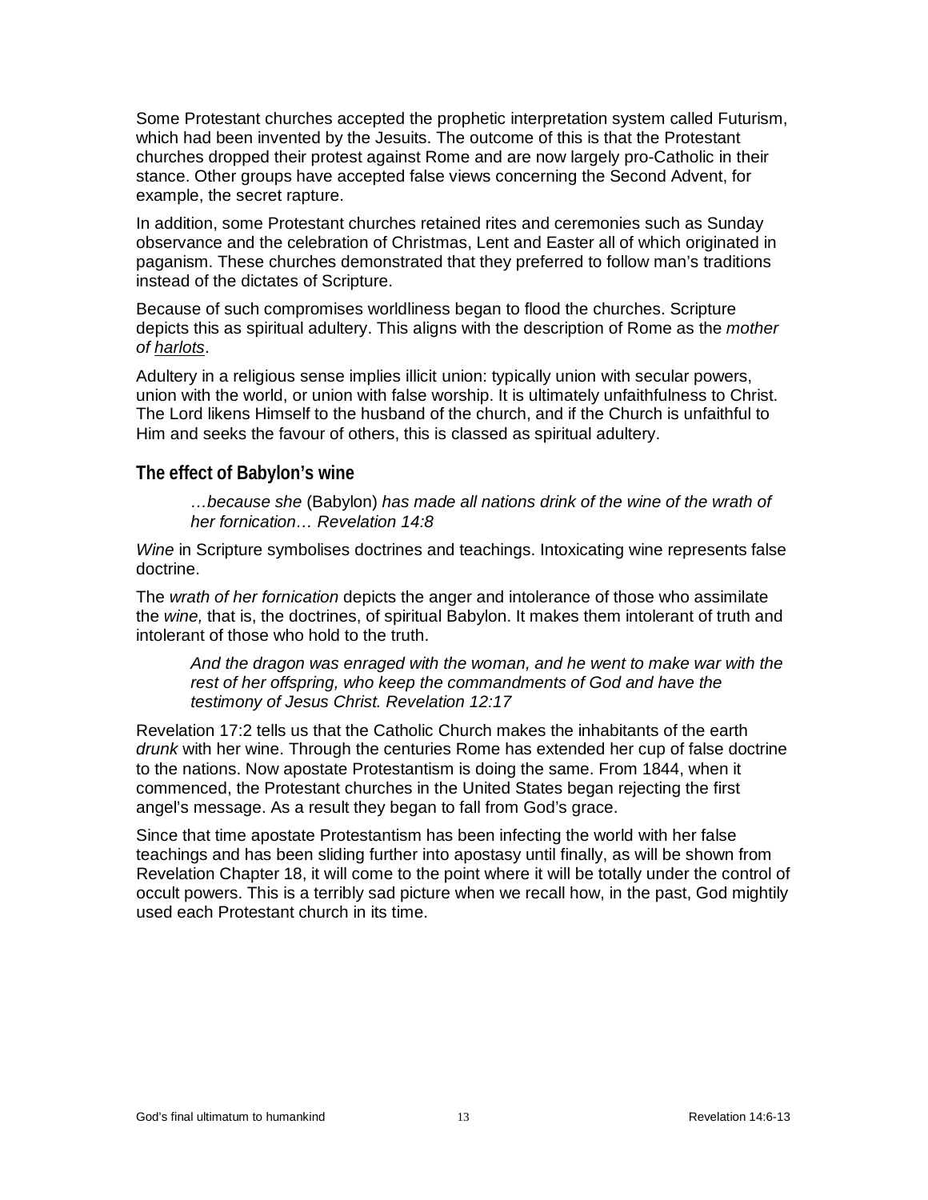Some Protestant churches accepted the prophetic interpretation system called Futurism, which had been invented by the Jesuits. The outcome of this is that the Protestant churches dropped their protest against Rome and are now largely pro-Catholic in their stance. Other groups have accepted false views concerning the Second Advent, for example, the secret rapture.

In addition, some Protestant churches retained rites and ceremonies such as Sunday observance and the celebration of Christmas, Lent and Easter all of which originated in paganism. These churches demonstrated that they preferred to follow man's traditions instead of the dictates of Scripture.

Because of such compromises worldliness began to flood the churches. Scripture depicts this as spiritual adultery. This aligns with the description of Rome as the *mother of harlots*.

Adultery in a religious sense implies illicit union: typically union with secular powers, union with the world, or union with false worship. It is ultimately unfaithfulness to Christ. The Lord likens Himself to the husband of the church, and if the Church is unfaithful to Him and seeks the favour of others, this is classed as spiritual adultery.

## The effect of Babylon's wine

> *…because she* (Babylon) *has made all nations drink of the wine of the wrath of her fornication… Revelation 14:8*

*Wine* in Scripture symbolises doctrines and teachings. Intoxicating wine represents false doctrine.

The *wrath of her fornication* depicts the anger and intolerance of those who assimilate the *wine,* that is, the doctrines, of spiritual Babylon. It makes them intolerant of truth and intolerant of those who hold to the truth.

> *And the dragon was enraged with the woman, and he went to make war with the rest of her offspring, who keep the commandments of God and have the testimony of Jesus Christ. Revelation 12:17*

Revelation 17:2 tells us that the Catholic Church makes the inhabitants of the earth *drunk* with her wine. Through the centuries Rome has extended her cup of false doctrine to the nations. Now apostate Protestantism is doing the same. From 1844, when it commenced, the Protestant churches in the United States began rejecting the first angel's message. As a result they began to fall from God's grace.

Since that time apostate Protestantism has been infecting the world with her false teachings and has been sliding further into apostasy until finally, as will be shown from Revelation Chapter 18, it will come to the point where it will be totally under the control of occult powers. This is a terribly sad picture when we recall how, in the past, God mightily used each Protestant church in its time.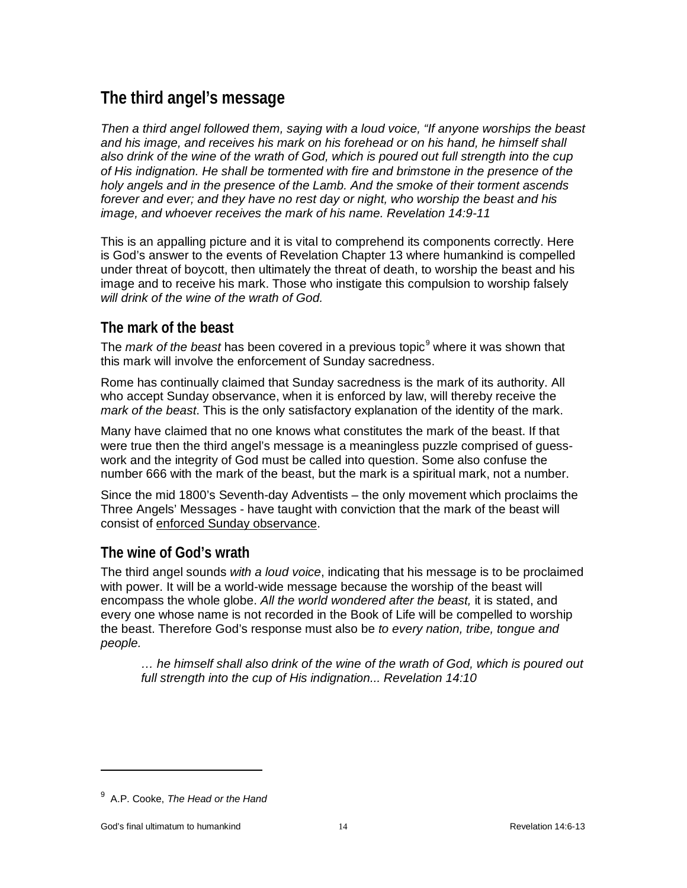## The third angel's message

*Then a third angel followed them, saying with a loud voice, "If anyone worships the beast and his image, and receives his mark on his forehead or on his hand, he himself shall also drink of the wine of the wrath of God, which is poured out full strength into the cup of His indignation. He shall be tormented with fire and brimstone in the presence of the holy angels and in the presence of the Lamb. And the smoke of their torment ascends forever and ever; and they have no rest day or night, who worship the beast and his image, and whoever receives the mark of his name. Revelation 14:9-11*

This is an appalling picture and it is vital to comprehend its components correctly. Here is God's answer to the events of Revelation Chapter 13 where humankind is compelled under threat of boycott, then ultimately the threat of death, to worship the beast and his image and to receive his mark. Those who instigate this compulsion to worship falsely *will drink of the wine of the wrath of God.*

### The mark of the beast

The *mark of the beast* has been covered in a previous topic[9] where it was shown that this mark will involve the enforcement of Sunday sacredness.

Rome has continually claimed that Sunday sacredness is the mark of its authority. All who accept Sunday observance, when it is enforced by law, will thereby receive the *mark of the beast*. This is the only satisfactory explanation of the identity of the mark.

Many have claimed that no one knows what constitutes the mark of the beast. If that were true then the third angel's message is a meaningless puzzle comprised of guess-work and the integrity of God must be called into question. Some also confuse the number 666 with the mark of the beast, but the mark is a spiritual mark, not a number.

Since the mid 1800's Seventh-day Adventists – the only movement which proclaims the Three Angels' Messages - have taught with conviction that the mark of the beast will consist of enforced Sunday observance.

### The wine of God's wrath

The third angel sounds *with a loud voice*, indicating that his message is to be proclaimed with power. It will be a world-wide message because the worship of the beast will encompass the whole globe. *All the world wondered after the beast,* it is stated, and every one whose name is not recorded in the Book of Life will be compelled to worship the beast. Therefore God's response must also be *to every nation, tribe, tongue and people.*

> *… he himself shall also drink of the wine of the wrath of God, which is poured out full strength into the cup of His indignation... Revelation 14:10*

---

[9] A.P. Cooke, *The Head or the Hand*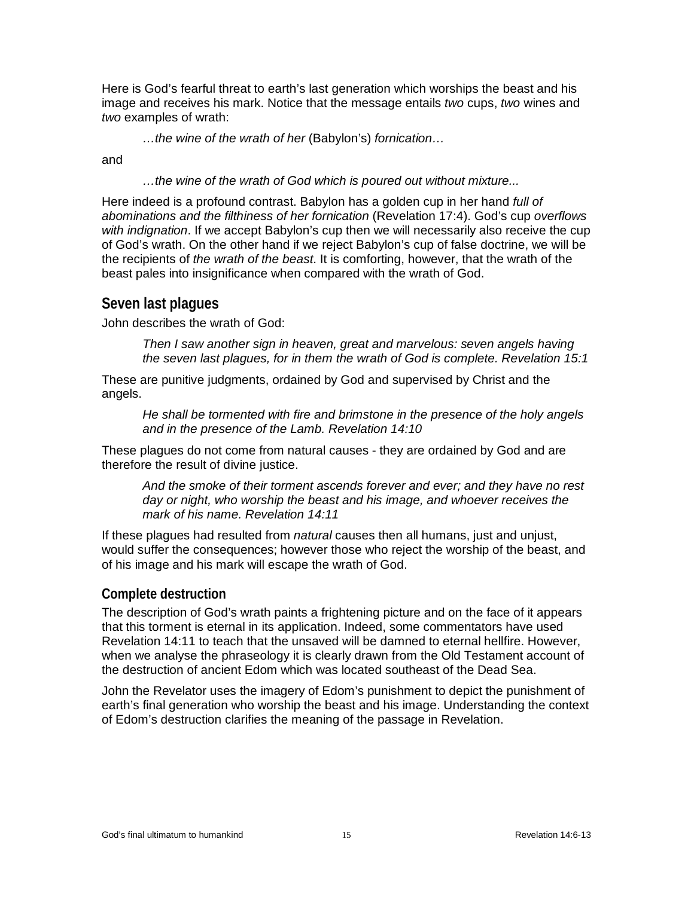Here is God's fearful threat to earth's last generation which worships the beast and his image and receives his mark. Notice that the message entails *two* cups, *two* wines and *two* examples of wrath:

> *…the wine of the wrath of her* (Babylon's) *fornication…*

and

> *…the wine of the wrath of God which is poured out without mixture...*

Here indeed is a profound contrast. Babylon has a golden cup in her hand *full of abominations and the filthiness of her fornication* (Revelation 17:4). God's cup *overflows with indignation*. If we accept Babylon's cup then we will necessarily also receive the cup of God's wrath. On the other hand if we reject Babylon's cup of false doctrine, we will be the recipients of *the wrath of the beast*. It is comforting, however, that the wrath of the beast pales into insignificance when compared with the wrath of God.

## Seven last plagues

John describes the wrath of God:

> *Then I saw another sign in heaven, great and marvelous: seven angels having the seven last plagues, for in them the wrath of God is complete. Revelation 15:1*

These are punitive judgments, ordained by God and supervised by Christ and the angels.

> *He shall be tormented with fire and brimstone in the presence of the holy angels and in the presence of the Lamb. Revelation 14:10*

These plagues do not come from natural causes - they are ordained by God and are therefore the result of divine justice.

> *And the smoke of their torment ascends forever and ever; and they have no rest day or night, who worship the beast and his image, and whoever receives the mark of his name. Revelation 14:11*

If these plagues had resulted from *natural* causes then all humans, just and unjust, would suffer the consequences; however those who reject the worship of the beast, and of his image and his mark will escape the wrath of God.

### Complete destruction

The description of God's wrath paints a frightening picture and on the face of it appears that this torment is eternal in its application. Indeed, some commentators have used Revelation 14:11 to teach that the unsaved will be damned to eternal hellfire. However, when we analyse the phraseology it is clearly drawn from the Old Testament account of the destruction of ancient Edom which was located southeast of the Dead Sea.

John the Revelator uses the imagery of Edom's punishment to depict the punishment of earth's final generation who worship the beast and his image. Understanding the context of Edom's destruction clarifies the meaning of the passage in Revelation.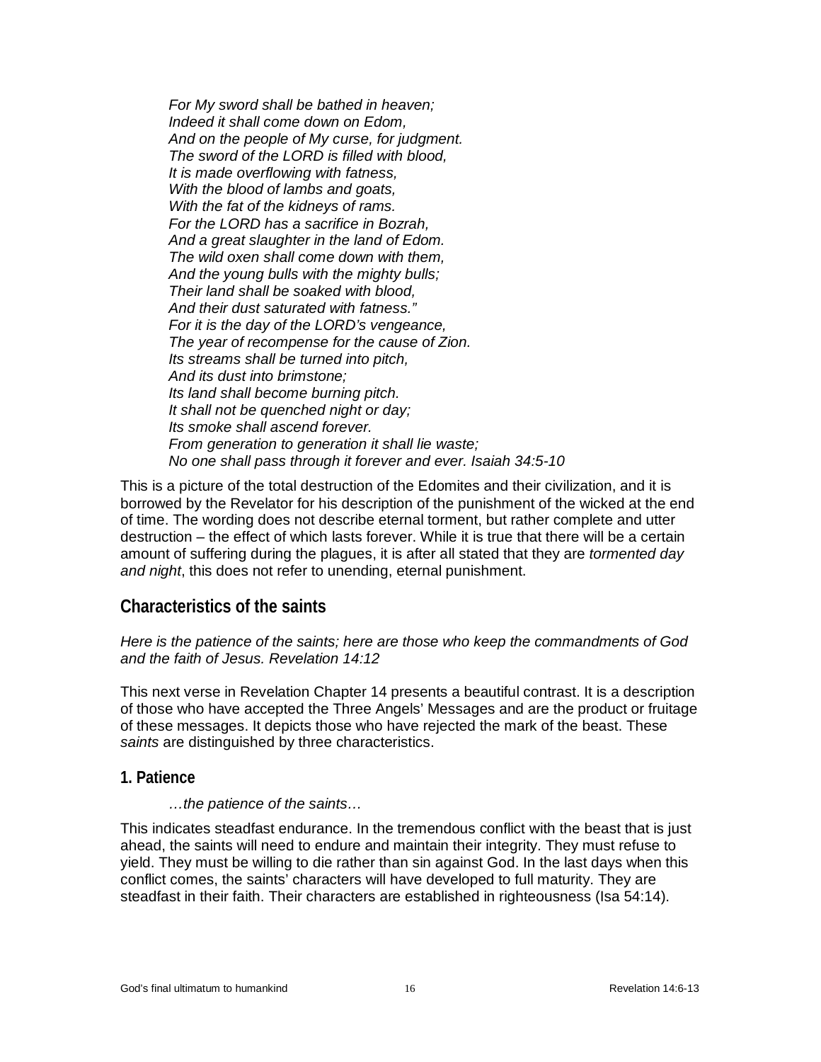*For My sword shall be bathed in heaven;*
*Indeed it shall come down on Edom,*
*And on the people of My curse, for judgment.*
*The sword of the LORD is filled with blood,*
*It is made overflowing with fatness,*
*With the blood of lambs and goats,*
*With the fat of the kidneys of rams.*
*For the LORD has a sacrifice in Bozrah,*
*And a great slaughter in the land of Edom.*
*The wild oxen shall come down with them,*
*And the young bulls with the mighty bulls;*
*Their land shall be soaked with blood,*
*And their dust saturated with fatness."*
*For it is the day of the LORD's vengeance,*
*The year of recompense for the cause of Zion.*
*Its streams shall be turned into pitch,*
*And its dust into brimstone;*
*Its land shall become burning pitch.*
*It shall not be quenched night or day;*
*Its smoke shall ascend forever.*
*From generation to generation it shall lie waste;*
*No one shall pass through it forever and ever. Isaiah 34:5-10*

This is a picture of the total destruction of the Edomites and their civilization, and it is borrowed by the Revelator for his description of the punishment of the wicked at the end of time. The wording does not describe eternal torment, but rather complete and utter destruction – the effect of which lasts forever. While it is true that there will be a certain amount of suffering during the plagues, it is after all stated that they are *tormented day and night*, this does not refer to unending, eternal punishment.

## Characteristics of the saints

*Here is the patience of the saints; here are those who keep the commandments of God and the faith of Jesus. Revelation 14:12*

This next verse in Revelation Chapter 14 presents a beautiful contrast. It is a description of those who have accepted the Three Angels' Messages and are the product or fruitage of these messages. It depicts those who have rejected the mark of the beast. These *saints* are distinguished by three characteristics.

### 1. Patience

*…the patience of the saints…*

This indicates steadfast endurance. In the tremendous conflict with the beast that is just ahead, the saints will need to endure and maintain their integrity. They must refuse to yield. They must be willing to die rather than sin against God. In the last days when this conflict comes, the saints' characters will have developed to full maturity. They are steadfast in their faith. Their characters are established in righteousness (Isa 54:14).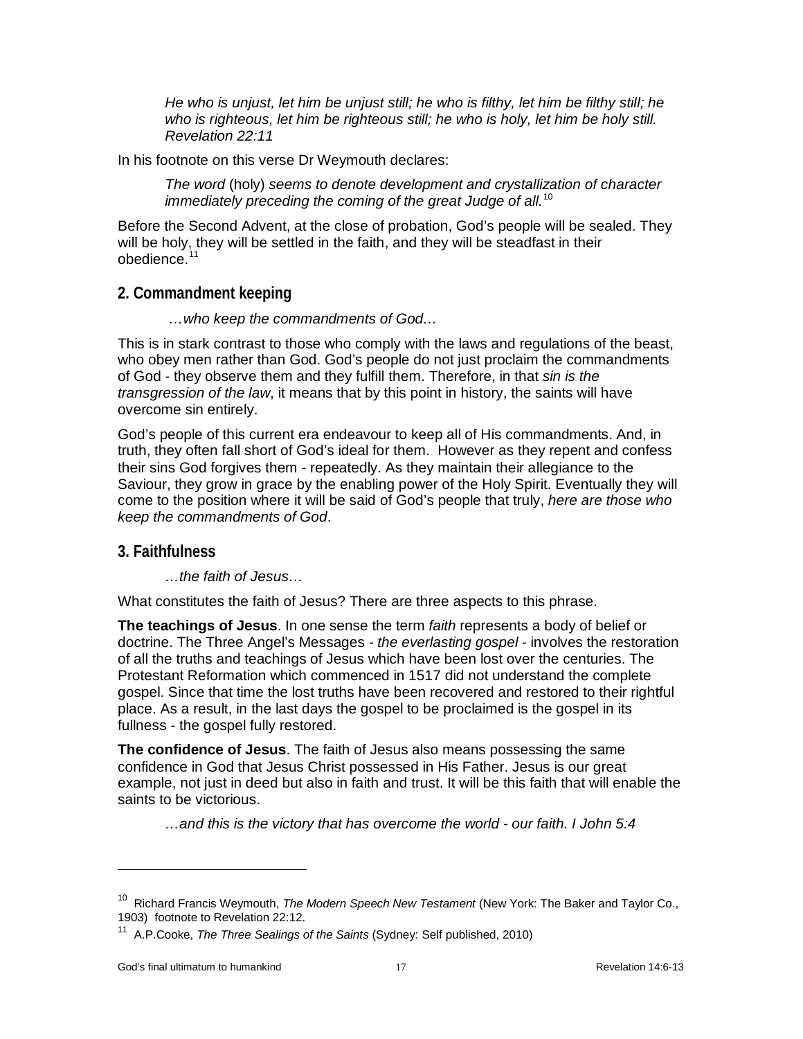> *He who is unjust, let him be unjust still; he who is filthy, let him be filthy still; he who is righteous, let him be righteous still; he who is holy, let him be holy still. Revelation 22:11*

In his footnote on this verse Dr Weymouth declares:

> *The word* (holy) *seems to denote development and crystallization of character immediately preceding the coming of the great Judge of all.*[10]

Before the Second Advent, at the close of probation, God's people will be sealed. They will be holy, they will be settled in the faith, and they will be steadfast in their obedience.[11]

## 2. Commandment keeping

> *…who keep the commandments of God…*

This is in stark contrast to those who comply with the laws and regulations of the beast, who obey men rather than God. God's people do not just proclaim the commandments of God - they observe them and they fulfill them. Therefore, in that *sin is the transgression of the law*, it means that by this point in history, the saints will have overcome sin entirely.

God's people of this current era endeavour to keep all of His commandments. And, in truth, they often fall short of God's ideal for them. However as they repent and confess their sins God forgives them - repeatedly. As they maintain their allegiance to the Saviour, they grow in grace by the enabling power of the Holy Spirit. Eventually they will come to the position where it will be said of God's people that truly, *here are those who keep the commandments of God*.

## 3. Faithfulness

> *…the faith of Jesus…*

What constitutes the faith of Jesus? There are three aspects to this phrase.

**The teachings of Jesus**. In one sense the term *faith* represents a body of belief or doctrine. The Three Angel's Messages - *the everlasting gospel* - involves the restoration of all the truths and teachings of Jesus which have been lost over the centuries. The Protestant Reformation which commenced in 1517 did not understand the complete gospel. Since that time the lost truths have been recovered and restored to their rightful place. As a result, in the last days the gospel to be proclaimed is the gospel in its fullness - the gospel fully restored.

**The confidence of Jesus**. The faith of Jesus also means possessing the same confidence in God that Jesus Christ possessed in His Father. Jesus is our great example, not just in deed but also in faith and trust. It will be this faith that will enable the saints to be victorious.

> *…and this is the victory that has overcome the world - our faith. I John 5:4*

---

[10] Richard Francis Weymouth, *The Modern Speech New Testament* (New York: The Baker and Taylor Co., 1903) footnote to Revelation 22:12.

[11] A.P.Cooke, *The Three Sealings of the Saints* (Sydney: Self published, 2010)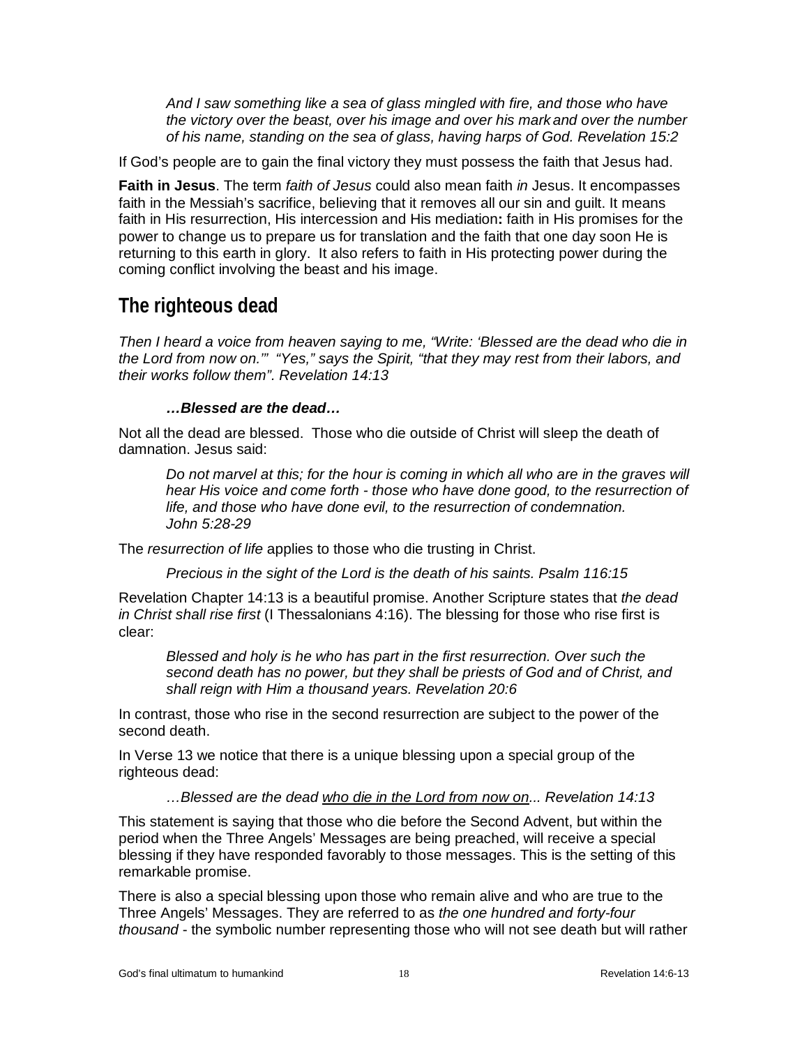*And I saw something like a sea of glass mingled with fire, and those who have the victory over the beast, over his image and over his mark and over the number of his name, standing on the sea of glass, having harps of God. Revelation 15:2*

If God's people are to gain the final victory they must possess the faith that Jesus had.

**Faith in Jesus**. The term *faith of Jesus* could also mean faith *in* Jesus. It encompasses faith in the Messiah's sacrifice, believing that it removes all our sin and guilt. It means faith in His resurrection, His intercession and His mediation**:** faith in His promises for the power to change us to prepare us for translation and the faith that one day soon He is returning to this earth in glory. It also refers to faith in His protecting power during the coming conflict involving the beast and his image.

## The righteous dead

*Then I heard a voice from heaven saying to me, "Write: 'Blessed are the dead who die in the Lord from now on.'" "Yes," says the Spirit, "that they may rest from their labors, and their works follow them". Revelation 14:13*

***…Blessed are the dead…***

Not all the dead are blessed. Those who die outside of Christ will sleep the death of damnation. Jesus said:

*Do not marvel at this; for the hour is coming in which all who are in the graves will hear His voice and come forth - those who have done good, to the resurrection of life, and those who have done evil, to the resurrection of condemnation. John 5:28-29*

The *resurrection of life* applies to those who die trusting in Christ.

*Precious in the sight of the Lord is the death of his saints. Psalm 116:15*

Revelation Chapter 14:13 is a beautiful promise. Another Scripture states that *the dead in Christ shall rise first* (I Thessalonians 4:16). The blessing for those who rise first is clear:

*Blessed and holy is he who has part in the first resurrection. Over such the second death has no power, but they shall be priests of God and of Christ, and shall reign with Him a thousand years. Revelation 20:6*

In contrast, those who rise in the second resurrection are subject to the power of the second death.

In Verse 13 we notice that there is a unique blessing upon a special group of the righteous dead:

*…Blessed are the dead <u>who die in the Lord from now on</u>... Revelation 14:13*

This statement is saying that those who die before the Second Advent, but within the period when the Three Angels' Messages are being preached, will receive a special blessing if they have responded favorably to those messages. This is the setting of this remarkable promise.

There is also a special blessing upon those who remain alive and who are true to the Three Angels' Messages. They are referred to as *the one hundred and forty-four thousand* - the symbolic number representing those who will not see death but will rather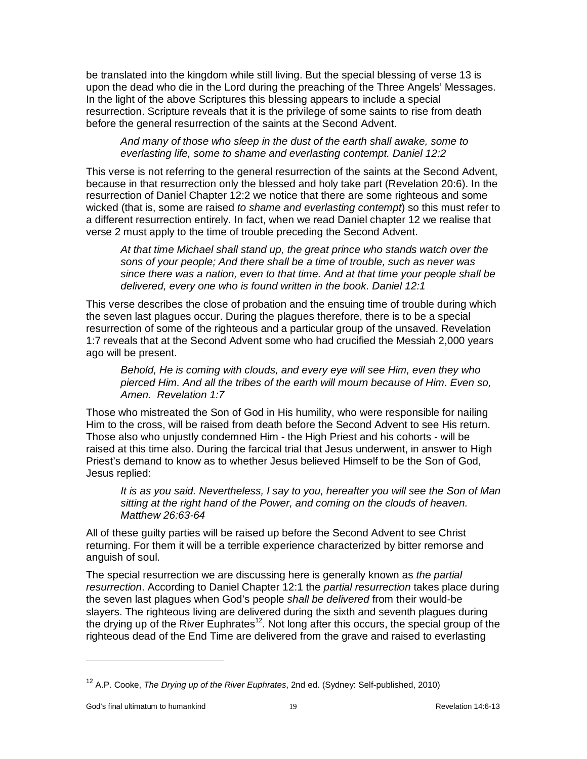be translated into the kingdom while still living. But the special blessing of verse 13 is upon the dead who die in the Lord during the preaching of the Three Angels' Messages. In the light of the above Scriptures this blessing appears to include a special resurrection. Scripture reveals that it is the privilege of some saints to rise from death before the general resurrection of the saints at the Second Advent.

> *And many of those who sleep in the dust of the earth shall awake, some to everlasting life, some to shame and everlasting contempt. Daniel 12:2*

This verse is not referring to the general resurrection of the saints at the Second Advent, because in that resurrection only the blessed and holy take part (Revelation 20:6). In the resurrection of Daniel Chapter 12:2 we notice that there are some righteous and some wicked (that is, some are raised *to shame and everlasting contempt*) so this must refer to a different resurrection entirely. In fact, when we read Daniel chapter 12 we realise that verse 2 must apply to the time of trouble preceding the Second Advent.

> *At that time Michael shall stand up, the great prince who stands watch over the sons of your people; And there shall be a time of trouble, such as never was since there was a nation, even to that time. And at that time your people shall be delivered, every one who is found written in the book. Daniel 12:1*

This verse describes the close of probation and the ensuing time of trouble during which the seven last plagues occur. During the plagues therefore, there is to be a special resurrection of some of the righteous and a particular group of the unsaved. Revelation 1:7 reveals that at the Second Advent some who had crucified the Messiah 2,000 years ago will be present.

> *Behold, He is coming with clouds, and every eye will see Him, even they who pierced Him. And all the tribes of the earth will mourn because of Him. Even so, Amen. Revelation 1:7*

Those who mistreated the Son of God in His humility, who were responsible for nailing Him to the cross, will be raised from death before the Second Advent to see His return. Those also who unjustly condemned Him - the High Priest and his cohorts - will be raised at this time also. During the farcical trial that Jesus underwent, in answer to High Priest's demand to know as to whether Jesus believed Himself to be the Son of God, Jesus replied:

> *It is as you said. Nevertheless, I say to you, hereafter you will see the Son of Man sitting at the right hand of the Power, and coming on the clouds of heaven. Matthew 26:63-64*

All of these guilty parties will be raised up before the Second Advent to see Christ returning. For them it will be a terrible experience characterized by bitter remorse and anguish of soul.

The special resurrection we are discussing here is generally known as *the partial resurrection*. According to Daniel Chapter 12:1 the *partial resurrection* takes place during the seven last plagues when God's people *shall be delivered* from their would-be slayers. The righteous living are delivered during the sixth and seventh plagues during the drying up of the River Euphrates[12]. Not long after this occurs, the special group of the righteous dead of the End Time are delivered from the grave and raised to everlasting

---

[12] A.P. Cooke, *The Drying up of the River Euphrates*, 2nd ed. (Sydney: Self-published, 2010)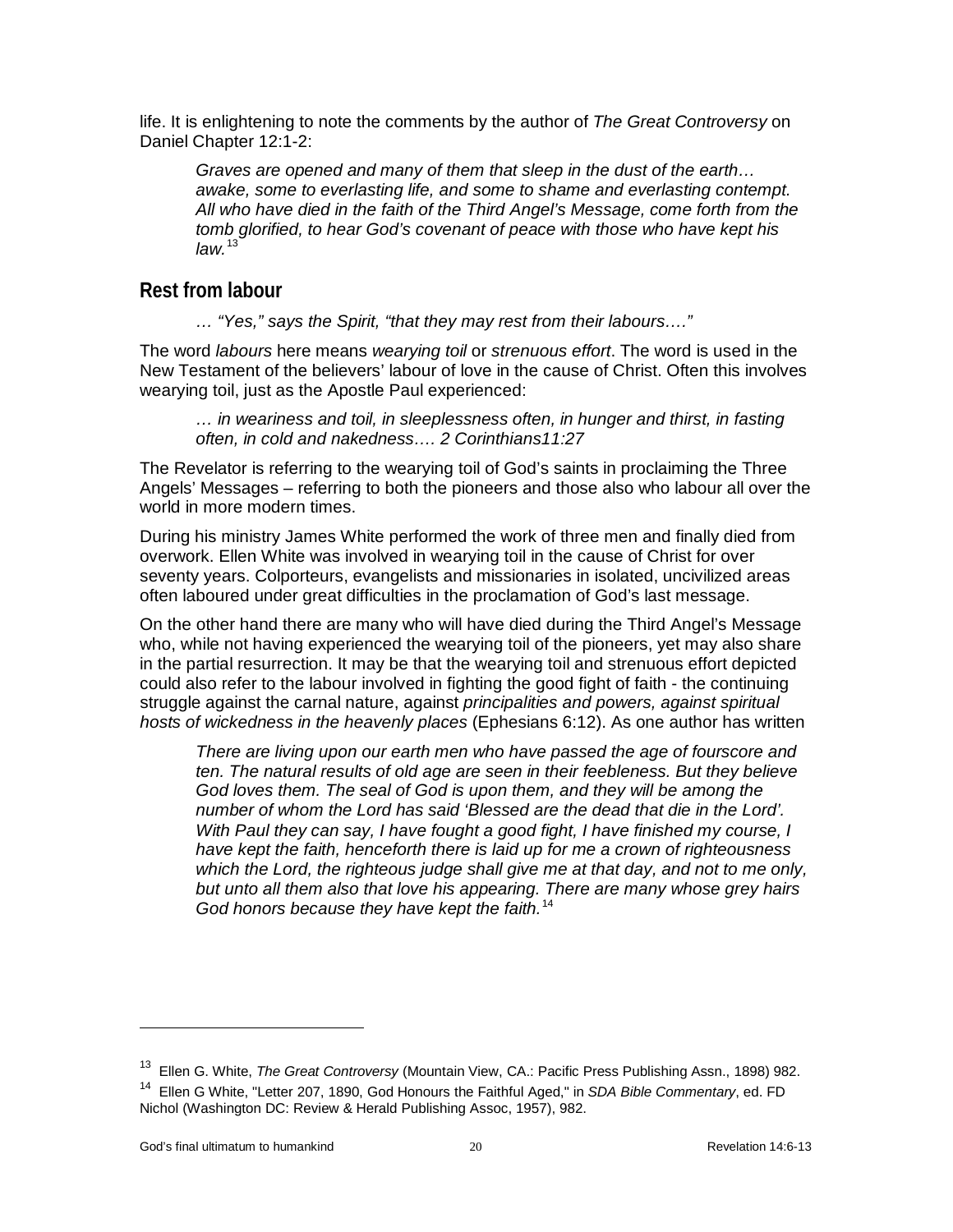life. It is enlightening to note the comments by the author of *The Great Controversy* on Daniel Chapter 12:1-2:

> *Graves are opened and many of them that sleep in the dust of the earth… awake, some to everlasting life, and some to shame and everlasting contempt. All who have died in the faith of the Third Angel's Message, come forth from the tomb glorified, to hear God's covenant of peace with those who have kept his law.*[13]

## Rest from labour

> *… "Yes," says the Spirit, "that they may rest from their labours…."*

The word *labours* here means *wearying toil* or *strenuous effort*. The word is used in the New Testament of the believers' labour of love in the cause of Christ. Often this involves wearying toil, just as the Apostle Paul experienced:

> *… in weariness and toil, in sleeplessness often, in hunger and thirst, in fasting often, in cold and nakedness…. 2 Corinthians11:27*

The Revelator is referring to the wearying toil of God's saints in proclaiming the Three Angels' Messages – referring to both the pioneers and those also who labour all over the world in more modern times.

During his ministry James White performed the work of three men and finally died from overwork. Ellen White was involved in wearying toil in the cause of Christ for over seventy years. Colporteurs, evangelists and missionaries in isolated, uncivilized areas often laboured under great difficulties in the proclamation of God's last message.

On the other hand there are many who will have died during the Third Angel's Message who, while not having experienced the wearying toil of the pioneers, yet may also share in the partial resurrection. It may be that the wearying toil and strenuous effort depicted could also refer to the labour involved in fighting the good fight of faith - the continuing struggle against the carnal nature, against *principalities and powers, against spiritual hosts of wickedness in the heavenly places* (Ephesians 6:12). As one author has written

> *There are living upon our earth men who have passed the age of fourscore and ten. The natural results of old age are seen in their feebleness. But they believe God loves them. The seal of God is upon them, and they will be among the number of whom the Lord has said 'Blessed are the dead that die in the Lord'. With Paul they can say, I have fought a good fight, I have finished my course, I have kept the faith, henceforth there is laid up for me a crown of righteousness which the Lord, the righteous judge shall give me at that day, and not to me only, but unto all them also that love his appearing. There are many whose grey hairs God honors because they have kept the faith.*[14]

---

[13] Ellen G. White, *The Great Controversy* (Mountain View, CA.: Pacific Press Publishing Assn., 1898) 982.

[14] Ellen G White, "Letter 207, 1890, God Honours the Faithful Aged," in *SDA Bible Commentary*, ed. FD Nichol (Washington DC: Review & Herald Publishing Assoc, 1957), 982.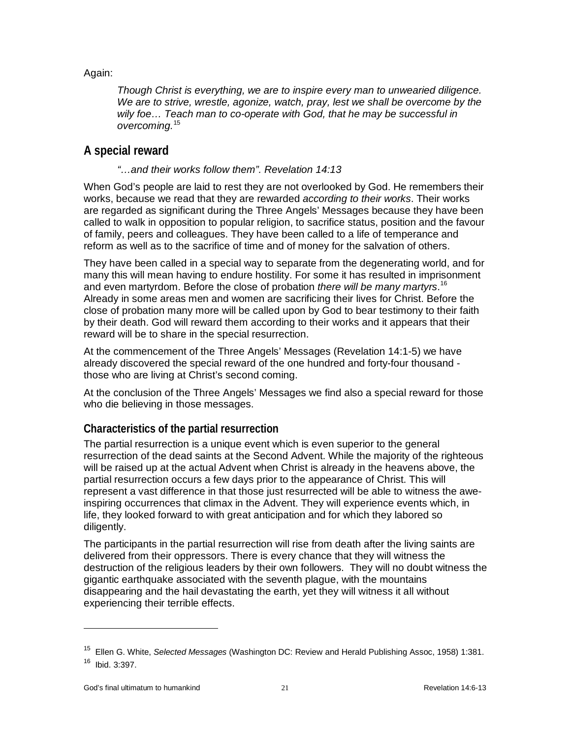Again:

> *Though Christ is everything, we are to inspire every man to unwearied diligence. We are to strive, wrestle, agonize, watch, pray, lest we shall be overcome by the wily foe… Teach man to co-operate with God, that he may be successful in overcoming.*[15]

## A special reward

> *"…and their works follow them". Revelation 14:13*

When God's people are laid to rest they are not overlooked by God. He remembers their works, because we read that they are rewarded *according to their works*. Their works are regarded as significant during the Three Angels' Messages because they have been called to walk in opposition to popular religion, to sacrifice status, position and the favour of family, peers and colleagues. They have been called to a life of temperance and reform as well as to the sacrifice of time and of money for the salvation of others.

They have been called in a special way to separate from the degenerating world, and for many this will mean having to endure hostility. For some it has resulted in imprisonment and even martyrdom. Before the close of probation *there will be many martyrs*.[16] Already in some areas men and women are sacrificing their lives for Christ. Before the close of probation many more will be called upon by God to bear testimony to their faith by their death. God will reward them according to their works and it appears that their reward will be to share in the special resurrection.

At the commencement of the Three Angels' Messages (Revelation 14:1-5) we have already discovered the special reward of the one hundred and forty-four thousand - those who are living at Christ's second coming.

At the conclusion of the Three Angels' Messages we find also a special reward for those who die believing in those messages.

### Characteristics of the partial resurrection

The partial resurrection is a unique event which is even superior to the general resurrection of the dead saints at the Second Advent. While the majority of the righteous will be raised up at the actual Advent when Christ is already in the heavens above, the partial resurrection occurs a few days prior to the appearance of Christ. This will represent a vast difference in that those just resurrected will be able to witness the awe-inspiring occurrences that climax in the Advent. They will experience events which, in life, they looked forward to with great anticipation and for which they labored so diligently.

The participants in the partial resurrection will rise from death after the living saints are delivered from their oppressors. There is every chance that they will witness the destruction of the religious leaders by their own followers. They will no doubt witness the gigantic earthquake associated with the seventh plague, with the mountains disappearing and the hail devastating the earth, yet they will witness it all without experiencing their terrible effects.

---

[15] Ellen G. White, *Selected Messages* (Washington DC: Review and Herald Publishing Assoc, 1958) 1:381.

[16] Ibid. 3:397.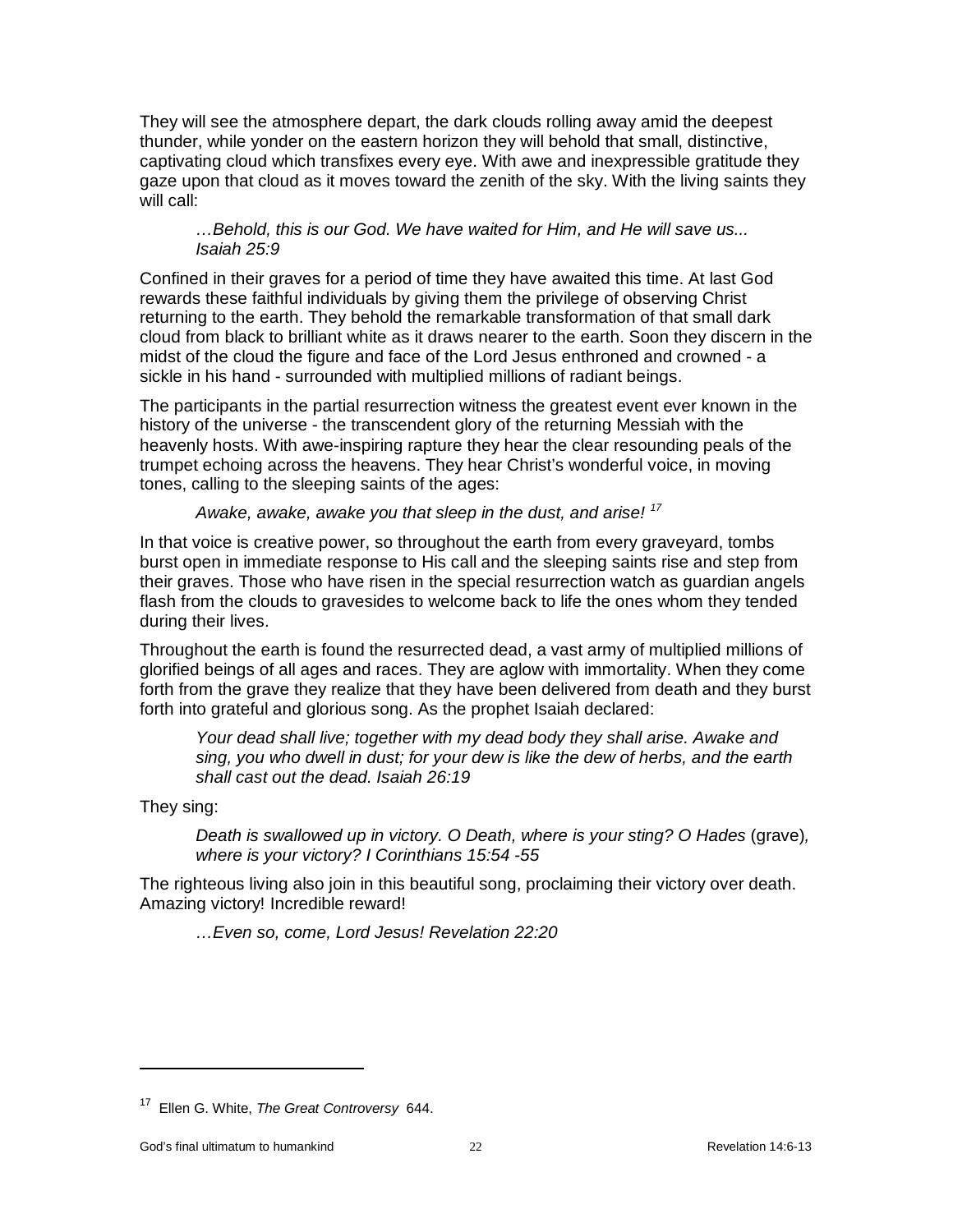They will see the atmosphere depart, the dark clouds rolling away amid the deepest thunder, while yonder on the eastern horizon they will behold that small, distinctive, captivating cloud which transfixes every eye. With awe and inexpressible gratitude they gaze upon that cloud as it moves toward the zenith of the sky. With the living saints they will call:

> *…Behold, this is our God. We have waited for Him, and He will save us... Isaiah 25:9*

Confined in their graves for a period of time they have awaited this time. At last God rewards these faithful individuals by giving them the privilege of observing Christ returning to the earth. They behold the remarkable transformation of that small dark cloud from black to brilliant white as it draws nearer to the earth. Soon they discern in the midst of the cloud the figure and face of the Lord Jesus enthroned and crowned - a sickle in his hand - surrounded with multiplied millions of radiant beings.

The participants in the partial resurrection witness the greatest event ever known in the history of the universe - the transcendent glory of the returning Messiah with the heavenly hosts. With awe-inspiring rapture they hear the clear resounding peals of the trumpet echoing across the heavens. They hear Christ's wonderful voice, in moving tones, calling to the sleeping saints of the ages:

> *Awake, awake, awake you that sleep in the dust, and arise!* [17]

In that voice is creative power, so throughout the earth from every graveyard, tombs burst open in immediate response to His call and the sleeping saints rise and step from their graves. Those who have risen in the special resurrection watch as guardian angels flash from the clouds to gravesides to welcome back to life the ones whom they tended during their lives.

Throughout the earth is found the resurrected dead, a vast army of multiplied millions of glorified beings of all ages and races. They are aglow with immortality. When they come forth from the grave they realize that they have been delivered from death and they burst forth into grateful and glorious song. As the prophet Isaiah declared:

> *Your dead shall live; together with my dead body they shall arise. Awake and sing, you who dwell in dust; for your dew is like the dew of herbs, and the earth shall cast out the dead. Isaiah 26:19*

They sing:

> *Death is swallowed up in victory. O Death, where is your sting? O Hades* (grave)*, where is your victory? I Corinthians 15:54 -55*

The righteous living also join in this beautiful song, proclaiming their victory over death. Amazing victory! Incredible reward!

> *…Even so, come, Lord Jesus! Revelation 22:20*

---

[17] Ellen G. White, *The Great Controversy* 644.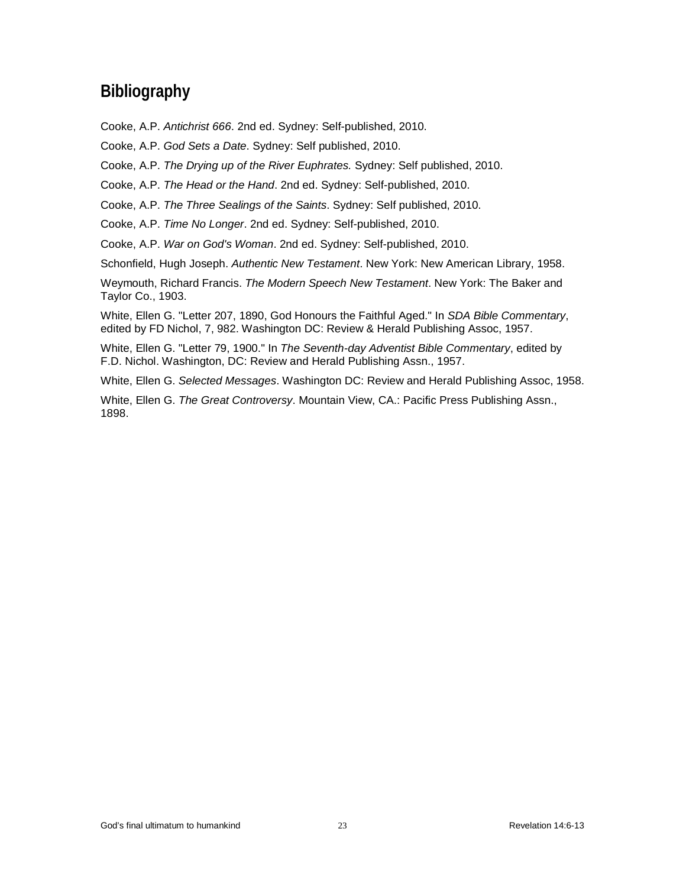## Bibliography

Cooke, A.P. *Antichrist 666*. 2nd ed. Sydney: Self-published, 2010.

Cooke, A.P. *God Sets a Date*. Sydney: Self published, 2010.

Cooke, A.P. *The Drying up of the River Euphrates.* Sydney: Self published, 2010.

Cooke, A.P. *The Head or the Hand*. 2nd ed. Sydney: Self-published, 2010.

Cooke, A.P. *The Three Sealings of the Saints*. Sydney: Self published, 2010.

Cooke, A.P. *Time No Longer*. 2nd ed. Sydney: Self-published, 2010.

Cooke, A.P. *War on God's Woman*. 2nd ed. Sydney: Self-published, 2010.

Schonfield, Hugh Joseph. *Authentic New Testament*. New York: New American Library, 1958.

Weymouth, Richard Francis. *The Modern Speech New Testament*. New York: The Baker and Taylor Co., 1903.

White, Ellen G. "Letter 207, 1890, God Honours the Faithful Aged." In *SDA Bible Commentary*, edited by FD Nichol, 7, 982. Washington DC: Review & Herald Publishing Assoc, 1957.

White, Ellen G. "Letter 79, 1900." In *The Seventh-day Adventist Bible Commentary*, edited by F.D. Nichol. Washington, DC: Review and Herald Publishing Assn., 1957.

White, Ellen G. *Selected Messages*. Washington DC: Review and Herald Publishing Assoc, 1958.

White, Ellen G. *The Great Controversy*. Mountain View, CA.: Pacific Press Publishing Assn., 1898.